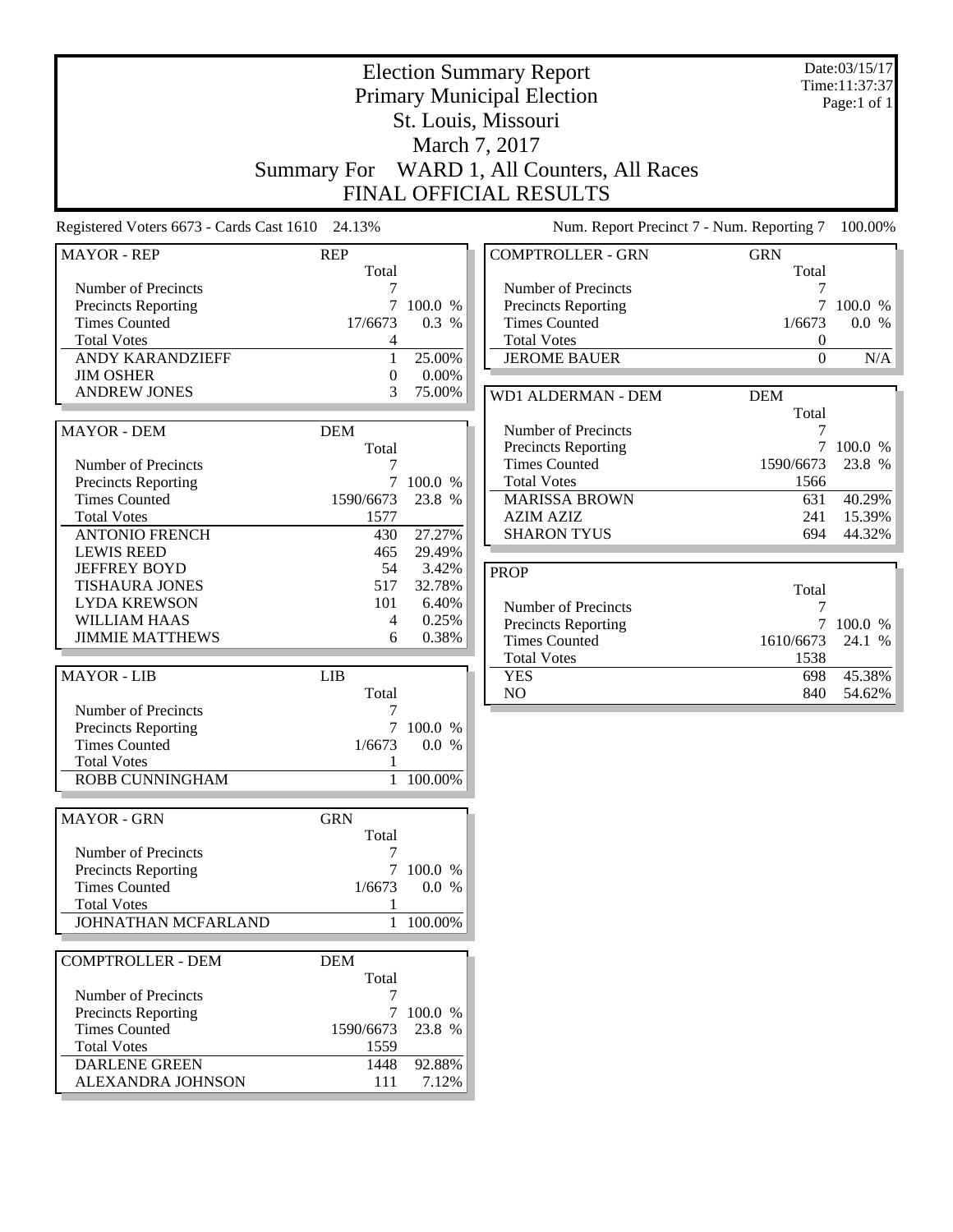# Election Summary Report

Primary Municipal Election
St. Louis, Missouri
March 7, 2017

Summary For WARD 1, All Counters, All Races

FINAL OFFICIAL RESULTS

Date:03/15/17
Time:11:37:37
Page:1 of 1

Registered Voters 6673 - Cards Cast 1610 24.13%

Num. Report Precinct 7 - Num. Reporting 7 100.00%

| MAYOR - REP | REP Total | |
|---|---|---|
| Number of Precincts | 7 | |
| Precincts Reporting | 7 | 100.0 % |
| Times Counted | 17/6673 | 0.3 % |
| Total Votes | 4 | |
| ANDY KARANDZIEFF | 1 | 25.00% |
| JIM OSHER | 0 | 0.00% |
| ANDREW JONES | 3 | 75.00% |

| MAYOR - DEM | DEM Total | |
|---|---|---|
| Number of Precincts | 7 | |
| Precincts Reporting | 7 | 100.0 % |
| Times Counted | 1590/6673 | 23.8 % |
| Total Votes | 1577 | |
| ANTONIO FRENCH | 430 | 27.27% |
| LEWIS REED | 465 | 29.49% |
| JEFFREY BOYD | 54 | 3.42% |
| TISHAURA JONES | 517 | 32.78% |
| LYDA KREWSON | 101 | 6.40% |
| WILLIAM HAAS | 4 | 0.25% |
| JIMMIE MATTHEWS | 6 | 0.38% |

| MAYOR - LIB | LIB Total | |
|---|---|---|
| Number of Precincts | 7 | |
| Precincts Reporting | 7 | 100.0 % |
| Times Counted | 1/6673 | 0.0 % |
| Total Votes | 1 | |
| ROBB CUNNINGHAM | 1 | 100.00% |

| MAYOR - GRN | GRN Total | |
|---|---|---|
| Number of Precincts | 7 | |
| Precincts Reporting | 7 | 100.0 % |
| Times Counted | 1/6673 | 0.0 % |
| Total Votes | 1 | |
| JOHNATHAN MCFARLAND | 1 | 100.00% |

| COMPTROLLER - DEM | DEM Total | |
|---|---|---|
| Number of Precincts | 7 | |
| Precincts Reporting | 7 | 100.0 % |
| Times Counted | 1590/6673 | 23.8 % |
| Total Votes | 1559 | |
| DARLENE GREEN | 1448 | 92.88% |
| ALEXANDRA JOHNSON | 111 | 7.12% |

| COMPTROLLER - GRN | GRN Total | |
|---|---|---|
| Number of Precincts | 7 | |
| Precincts Reporting | 7 | 100.0 % |
| Times Counted | 1/6673 | 0.0 % |
| Total Votes | 0 | |
| JEROME BAUER | 0 | N/A |

| WD1 ALDERMAN - DEM | DEM Total | |
|---|---|---|
| Number of Precincts | 7 | |
| Precincts Reporting | 7 | 100.0 % |
| Times Counted | 1590/6673 | 23.8 % |
| Total Votes | 1566 | |
| MARISSA BROWN | 631 | 40.29% |
| AZIM AZIZ | 241 | 15.39% |
| SHARON TYUS | 694 | 44.32% |

| PROP | Total | |
|---|---|---|
| Number of Precincts | 7 | |
| Precincts Reporting | 7 | 100.0 % |
| Times Counted | 1610/6673 | 24.1 % |
| Total Votes | 1538 | |
| YES | 698 | 45.38% |
| NO | 840 | 54.62% |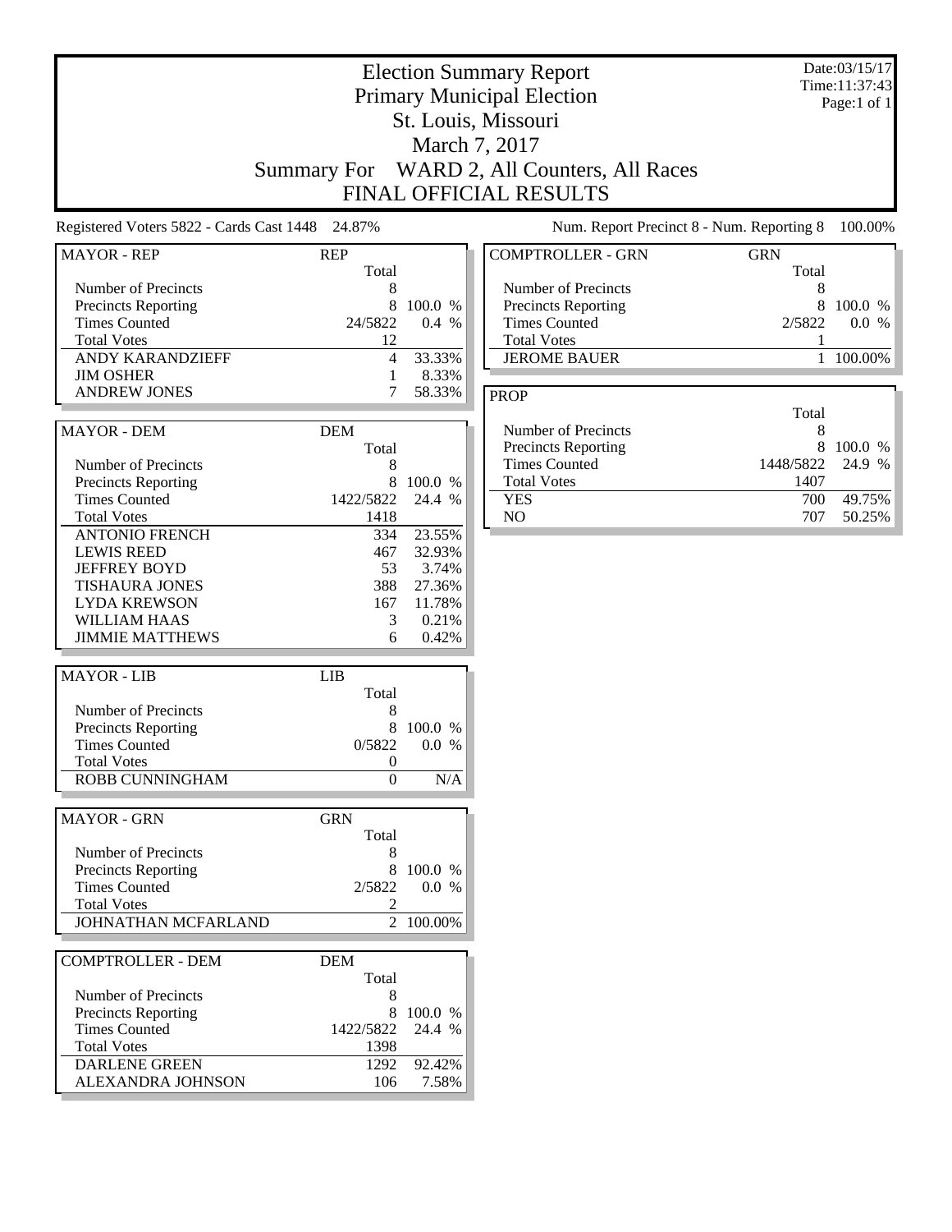# Election Summary Report

## Primary Municipal Election
## St. Louis, Missouri
## March 7, 2017
## Summary For WARD 2, All Counters, All Races
## FINAL OFFICIAL RESULTS

Date:03/15/17
Time:11:37:43
Page:1 of 1

Registered Voters 5822 - Cards Cast 1448 24.87%

Num. Report Precinct 8 - Num. Reporting 8 100.00%

| MAYOR - REP | REP | |
|---|---|---|
| | Total | |
| Number of Precincts | 8 | |
| Precincts Reporting | 8 | 100.0 % |
| Times Counted | 24/5822 | 0.4 % |
| Total Votes | 12 | |
| ANDY KARANDZIEFF | 4 | 33.33% |
| JIM OSHER | 1 | 8.33% |
| ANDREW JONES | 7 | 58.33% |

| MAYOR - DEM | DEM | |
|---|---|---|
| | Total | |
| Number of Precincts | 8 | |
| Precincts Reporting | 8 | 100.0 % |
| Times Counted | 1422/5822 | 24.4 % |
| Total Votes | 1418 | |
| ANTONIO FRENCH | 334 | 23.55% |
| LEWIS REED | 467 | 32.93% |
| JEFFREY BOYD | 53 | 3.74% |
| TISHAURA JONES | 388 | 27.36% |
| LYDA KREWSON | 167 | 11.78% |
| WILLIAM HAAS | 3 | 0.21% |
| JIMMIE MATTHEWS | 6 | 0.42% |

| MAYOR - LIB | LIB | |
|---|---|---|
| | Total | |
| Number of Precincts | 8 | |
| Precincts Reporting | 8 | 100.0 % |
| Times Counted | 0/5822 | 0.0 % |
| Total Votes | 0 | |
| ROBB CUNNINGHAM | 0 | N/A |

| MAYOR - GRN | GRN | |
|---|---|---|
| | Total | |
| Number of Precincts | 8 | |
| Precincts Reporting | 8 | 100.0 % |
| Times Counted | 2/5822 | 0.0 % |
| Total Votes | 2 | |
| JOHNATHAN MCFARLAND | 2 | 100.00% |

| COMPTROLLER - DEM | DEM | |
|---|---|---|
| | Total | |
| Number of Precincts | 8 | |
| Precincts Reporting | 8 | 100.0 % |
| Times Counted | 1422/5822 | 24.4 % |
| Total Votes | 1398 | |
| DARLENE GREEN | 1292 | 92.42% |
| ALEXANDRA JOHNSON | 106 | 7.58% |

| COMPTROLLER - GRN | GRN | |
|---|---|---|
| | Total | |
| Number of Precincts | 8 | |
| Precincts Reporting | 8 | 100.0 % |
| Times Counted | 2/5822 | 0.0 % |
| Total Votes | 1 | |
| JEROME BAUER | 1 | 100.00% |

| PROP | | |
|---|---|---|
| | Total | |
| Number of Precincts | 8 | |
| Precincts Reporting | 8 | 100.0 % |
| Times Counted | 1448/5822 | 24.9 % |
| Total Votes | 1407 | |
| YES | 700 | 49.75% |
| NO | 707 | 50.25% |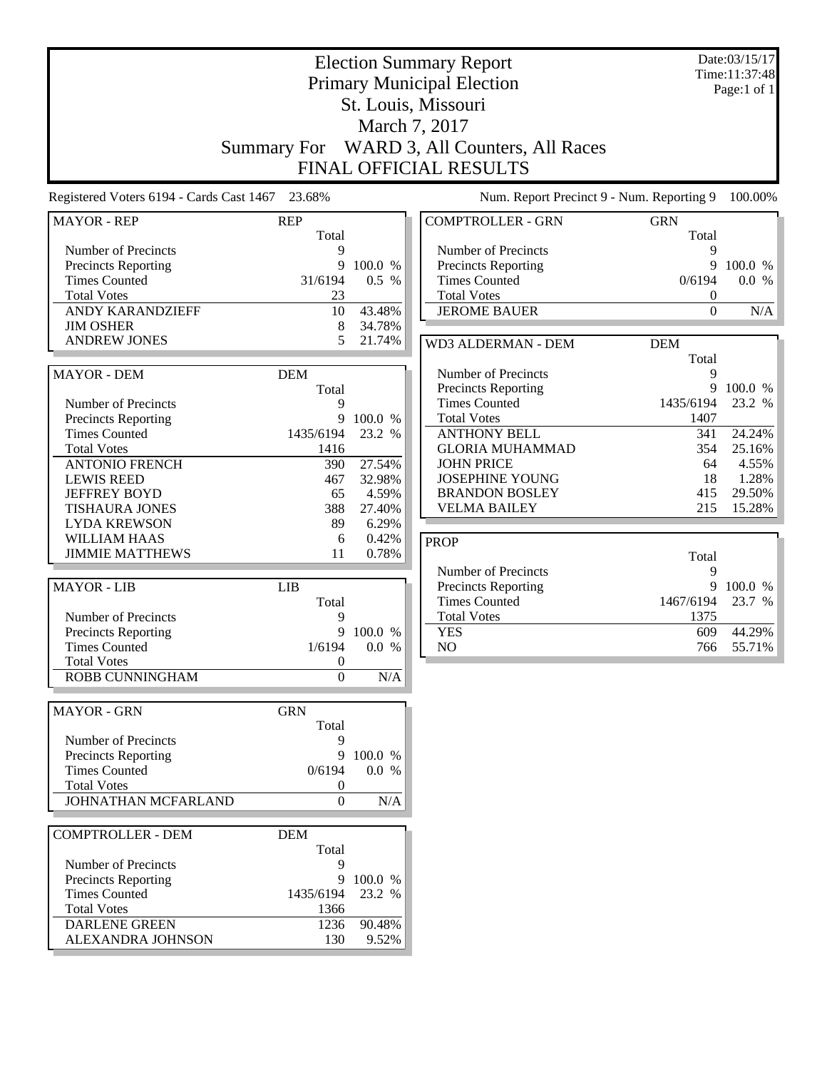# Election Summary Report

## Primary Municipal Election

## St. Louis, Missouri

## March 7, 2017

## Summary For WARD 3, All Counters, All Races

## FINAL OFFICIAL RESULTS

Date:03/15/17
Time:11:37:48
Page:1 of 1

Registered Voters 6194 - Cards Cast 1467 23.68% | Num. Report Precinct 9 - Num. Reporting 9 100.00%

| MAYOR - REP | REP | |
|---|---|---|
| | Total | |
| Number of Precincts | 9 | |
| Precincts Reporting | 9 | 100.0 % |
| Times Counted | 31/6194 | 0.5 % |
| Total Votes | 23 | |
| ANDY KARANDZIEFF | 10 | 43.48% |
| JIM OSHER | 8 | 34.78% |
| ANDREW JONES | 5 | 21.74% |

| MAYOR - DEM | DEM | |
|---|---|---|
| | Total | |
| Number of Precincts | 9 | |
| Precincts Reporting | 9 | 100.0 % |
| Times Counted | 1435/6194 | 23.2 % |
| Total Votes | 1416 | |
| ANTONIO FRENCH | 390 | 27.54% |
| LEWIS REED | 467 | 32.98% |
| JEFFREY BOYD | 65 | 4.59% |
| TISHAURA JONES | 388 | 27.40% |
| LYDA KREWSON | 89 | 6.29% |
| WILLIAM HAAS | 6 | 0.42% |
| JIMMIE MATTHEWS | 11 | 0.78% |

| MAYOR - LIB | LIB | |
|---|---|---|
| | Total | |
| Number of Precincts | 9 | |
| Precincts Reporting | 9 | 100.0 % |
| Times Counted | 1/6194 | 0.0 % |
| Total Votes | 0 | |
| ROBB CUNNINGHAM | 0 | N/A |

| MAYOR - GRN | GRN | |
|---|---|---|
| | Total | |
| Number of Precincts | 9 | |
| Precincts Reporting | 9 | 100.0 % |
| Times Counted | 0/6194 | 0.0 % |
| Total Votes | 0 | |
| JOHNATHAN MCFARLAND | 0 | N/A |

| COMPTROLLER - DEM | DEM | |
|---|---|---|
| | Total | |
| Number of Precincts | 9 | |
| Precincts Reporting | 9 | 100.0 % |
| Times Counted | 1435/6194 | 23.2 % |
| Total Votes | 1366 | |
| DARLENE GREEN | 1236 | 90.48% |
| ALEXANDRA JOHNSON | 130 | 9.52% |

| COMPTROLLER - GRN | GRN | |
|---|---|---|
| | Total | |
| Number of Precincts | 9 | |
| Precincts Reporting | 9 | 100.0 % |
| Times Counted | 0/6194 | 0.0 % |
| Total Votes | 0 | |
| JEROME BAUER | 0 | N/A |

| WD3 ALDERMAN - DEM | DEM | |
|---|---|---|
| | Total | |
| Number of Precincts | 9 | |
| Precincts Reporting | 9 | 100.0 % |
| Times Counted | 1435/6194 | 23.2 % |
| Total Votes | 1407 | |
| ANTHONY BELL | 341 | 24.24% |
| GLORIA MUHAMMAD | 354 | 25.16% |
| JOHN PRICE | 64 | 4.55% |
| JOSEPHINE YOUNG | 18 | 1.28% |
| BRANDON BOSLEY | 415 | 29.50% |
| VELMA BAILEY | 215 | 15.28% |

| PROP | | |
|---|---|---|
| | Total | |
| Number of Precincts | 9 | |
| Precincts Reporting | 9 | 100.0 % |
| Times Counted | 1467/6194 | 23.7 % |
| Total Votes | 1375 | |
| YES | 609 | 44.29% |
| NO | 766 | 55.71% |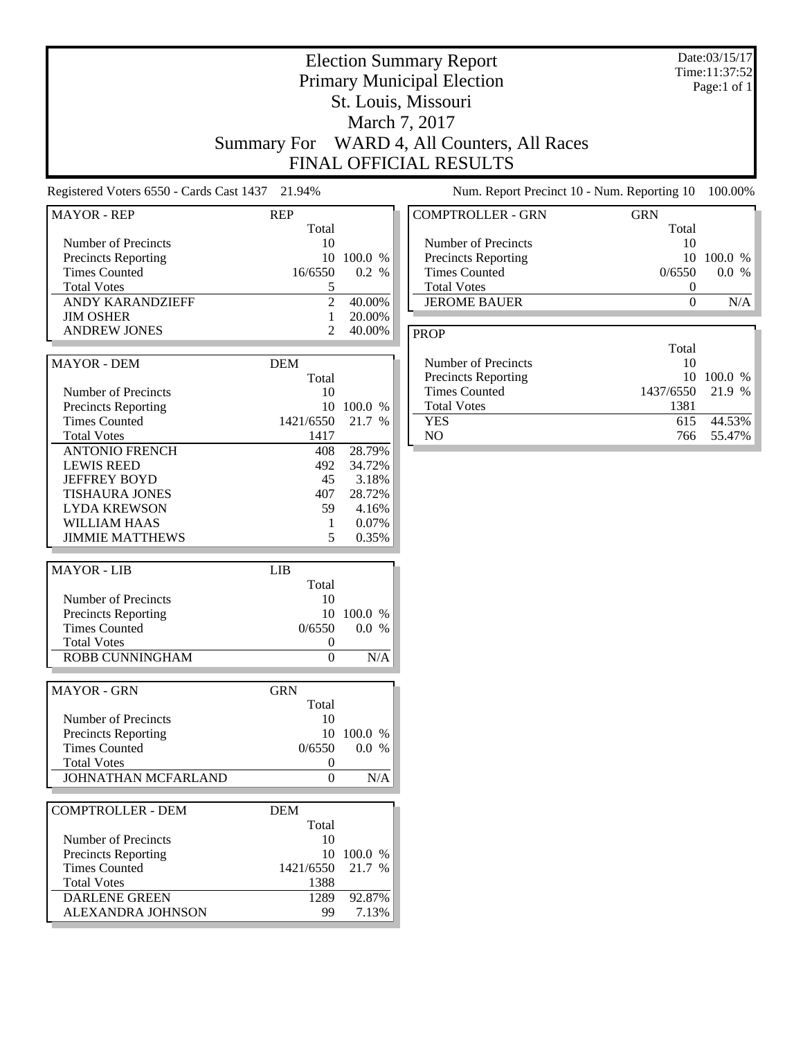# Election Summary Report

## Primary Municipal Election

## St. Louis, Missouri

## March 7, 2017

## Summary For WARD 4, All Counters, All Races

## FINAL OFFICIAL RESULTS

Date:03/15/17
Time:11:37:52
Page:1 of 1

Registered Voters 6550 - Cards Cast 1437 21.94%

Num. Report Precinct 10 - Num. Reporting 10 100.00%

| MAYOR - REP | REP | |
|---|---|---|
| | Total | |
| Number of Precincts | 10 | |
| Precincts Reporting | 10 | 100.0 % |
| Times Counted | 16/6550 | 0.2 % |
| Total Votes | 5 | |
| ANDY KARANDZIEFF | 2 | 40.00% |
| JIM OSHER | 1 | 20.00% |
| ANDREW JONES | 2 | 40.00% |

| MAYOR - DEM | DEM | |
|---|---|---|
| | Total | |
| Number of Precincts | 10 | |
| Precincts Reporting | 10 | 100.0 % |
| Times Counted | 1421/6550 | 21.7 % |
| Total Votes | 1417 | |
| ANTONIO FRENCH | 408 | 28.79% |
| LEWIS REED | 492 | 34.72% |
| JEFFREY BOYD | 45 | 3.18% |
| TISHAURA JONES | 407 | 28.72% |
| LYDA KREWSON | 59 | 4.16% |
| WILLIAM HAAS | 1 | 0.07% |
| JIMMIE MATTHEWS | 5 | 0.35% |

| MAYOR - LIB | LIB | |
|---|---|---|
| | Total | |
| Number of Precincts | 10 | |
| Precincts Reporting | 10 | 100.0 % |
| Times Counted | 0/6550 | 0.0 % |
| Total Votes | 0 | |
| ROBB CUNNINGHAM | 0 | N/A |

| MAYOR - GRN | GRN | |
|---|---|---|
| | Total | |
| Number of Precincts | 10 | |
| Precincts Reporting | 10 | 100.0 % |
| Times Counted | 0/6550 | 0.0 % |
| Total Votes | 0 | |
| JOHNATHAN MCFARLAND | 0 | N/A |

| COMPTROLLER - DEM | DEM | |
|---|---|---|
| | Total | |
| Number of Precincts | 10 | |
| Precincts Reporting | 10 | 100.0 % |
| Times Counted | 1421/6550 | 21.7 % |
| Total Votes | 1388 | |
| DARLENE GREEN | 1289 | 92.87% |
| ALEXANDRA JOHNSON | 99 | 7.13% |

| COMPTROLLER - GRN | GRN | |
|---|---|---|
| | Total | |
| Number of Precincts | 10 | |
| Precincts Reporting | 10 | 100.0 % |
| Times Counted | 0/6550 | 0.0 % |
| Total Votes | 0 | |
| JEROME BAUER | 0 | N/A |

| PROP | | |
|---|---|---|
| | Total | |
| Number of Precincts | 10 | |
| Precincts Reporting | 10 | 100.0 % |
| Times Counted | 1437/6550 | 21.9 % |
| Total Votes | 1381 | |
| YES | 615 | 44.53% |
| NO | 766 | 55.47% |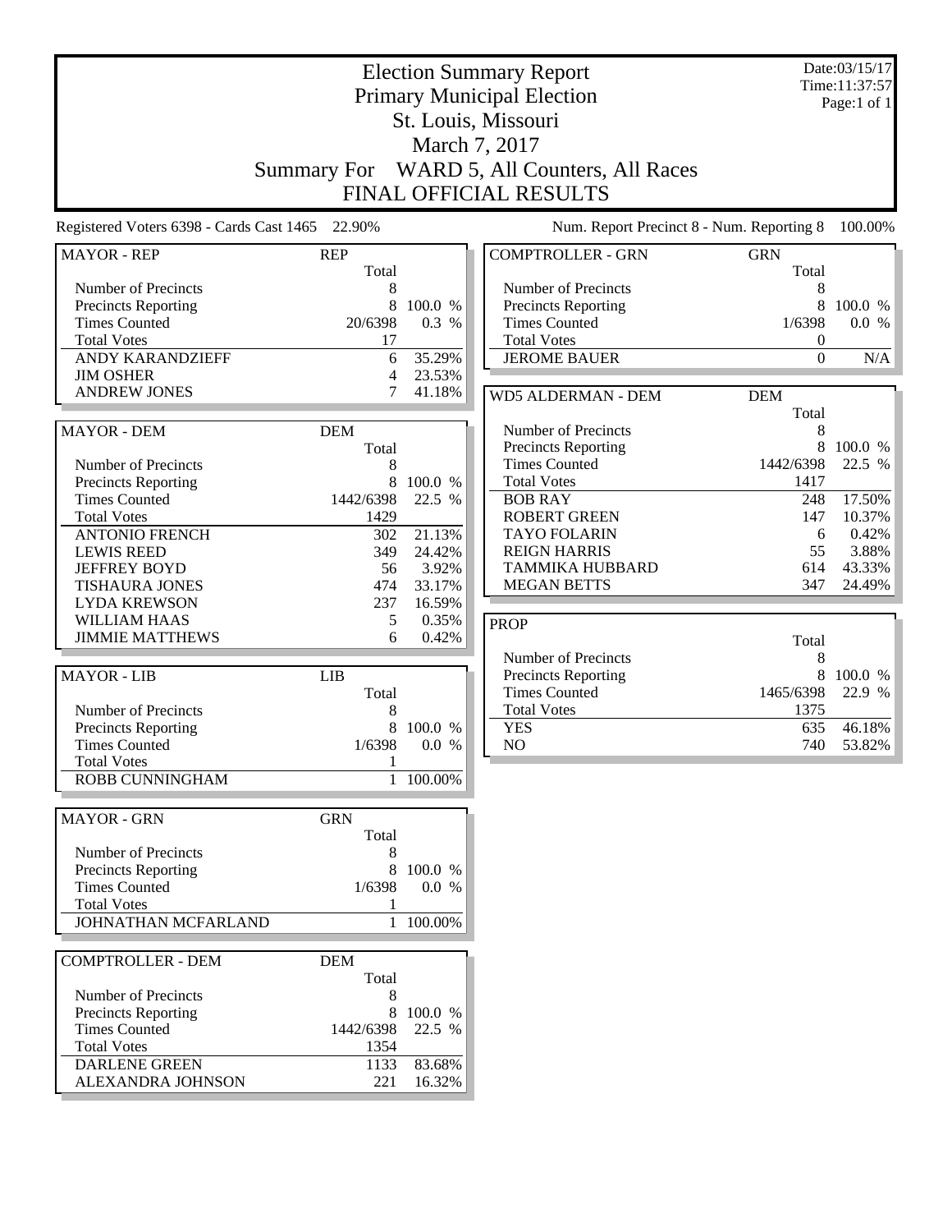# Election Summary Report

## Primary Municipal Election

## St. Louis, Missouri

## March 7, 2017

## Summary For WARD 5, All Counters, All Races

## FINAL OFFICIAL RESULTS

Date:03/15/17
Time:11:37:57
Page:1 of 1

Registered Voters 6398 - Cards Cast 1465 22.90%

Num. Report Precinct 8 - Num. Reporting 8 100.00%

| MAYOR - REP | REP | |
|---|---|---|
| | Total | |
| Number of Precincts | 8 | |
| Precincts Reporting | 8 | 100.0 % |
| Times Counted | 20/6398 | 0.3 % |
| Total Votes | 17 | |
| ANDY KARANDZIEFF | 6 | 35.29% |
| JIM OSHER | 4 | 23.53% |
| ANDREW JONES | 7 | 41.18% |

| MAYOR - DEM | DEM | |
|---|---|---|
| | Total | |
| Number of Precincts | 8 | |
| Precincts Reporting | 8 | 100.0 % |
| Times Counted | 1442/6398 | 22.5 % |
| Total Votes | 1429 | |
| ANTONIO FRENCH | 302 | 21.13% |
| LEWIS REED | 349 | 24.42% |
| JEFFREY BOYD | 56 | 3.92% |
| TISHAURA JONES | 474 | 33.17% |
| LYDA KREWSON | 237 | 16.59% |
| WILLIAM HAAS | 5 | 0.35% |
| JIMMIE MATTHEWS | 6 | 0.42% |

| MAYOR - LIB | LIB | |
|---|---|---|
| | Total | |
| Number of Precincts | 8 | |
| Precincts Reporting | 8 | 100.0 % |
| Times Counted | 1/6398 | 0.0 % |
| Total Votes | 1 | |
| ROBB CUNNINGHAM | 1 | 100.00% |

| MAYOR - GRN | GRN | |
|---|---|---|
| | Total | |
| Number of Precincts | 8 | |
| Precincts Reporting | 8 | 100.0 % |
| Times Counted | 1/6398 | 0.0 % |
| Total Votes | 1 | |
| JOHNATHAN MCFARLAND | 1 | 100.00% |

| COMPTROLLER - DEM | DEM | |
|---|---|---|
| | Total | |
| Number of Precincts | 8 | |
| Precincts Reporting | 8 | 100.0 % |
| Times Counted | 1442/6398 | 22.5 % |
| Total Votes | 1354 | |
| DARLENE GREEN | 1133 | 83.68% |
| ALEXANDRA JOHNSON | 221 | 16.32% |

| COMPTROLLER - GRN | GRN | |
|---|---|---|
| | Total | |
| Number of Precincts | 8 | |
| Precincts Reporting | 8 | 100.0 % |
| Times Counted | 1/6398 | 0.0 % |
| Total Votes | 0 | |
| JEROME BAUER | 0 | N/A |

| WD5 ALDERMAN - DEM | DEM | |
|---|---|---|
| | Total | |
| Number of Precincts | 8 | |
| Precincts Reporting | 8 | 100.0 % |
| Times Counted | 1442/6398 | 22.5 % |
| Total Votes | 1417 | |
| BOB RAY | 248 | 17.50% |
| ROBERT GREEN | 147 | 10.37% |
| TAYO FOLARIN | 6 | 0.42% |
| REIGN HARRIS | 55 | 3.88% |
| TAMMIKA HUBBARD | 614 | 43.33% |
| MEGAN BETTS | 347 | 24.49% |

| PROP | | |
|---|---|---|
| | Total | |
| Number of Precincts | 8 | |
| Precincts Reporting | 8 | 100.0 % |
| Times Counted | 1465/6398 | 22.9 % |
| Total Votes | 1375 | |
| YES | 635 | 46.18% |
| NO | 740 | 53.82% |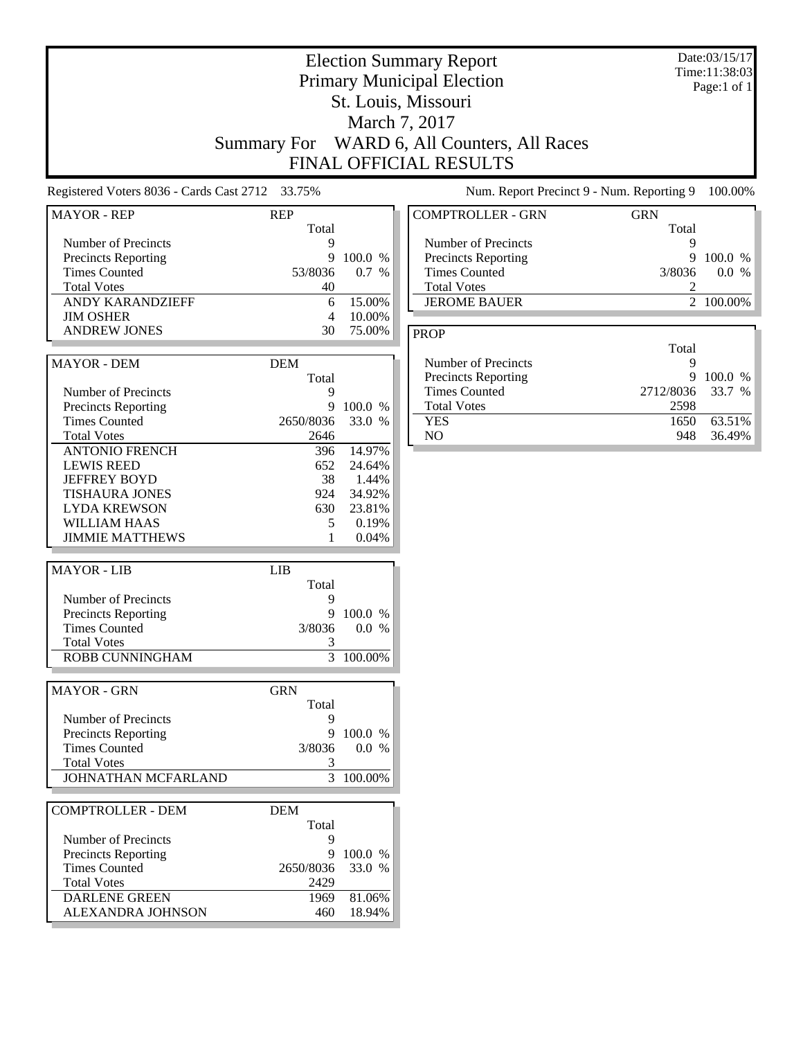# Election Summary Report
## Primary Municipal Election
## St. Louis, Missouri
## March 7, 2017
## Summary For WARD 6, All Counters, All Races
## FINAL OFFICIAL RESULTS

Date:03/15/17
Time:11:38:03
Page:1 of 1

Registered Voters 8036 - Cards Cast 2712 33.75%

Num. Report Precinct 9 - Num. Reporting 9 100.00%

| MAYOR - REP | REP | |
|---|---|---|
| | Total | |
| Number of Precincts | 9 | |
| Precincts Reporting | 9 | 100.0 % |
| Times Counted | 53/8036 | 0.7 % |
| Total Votes | 40 | |
| ANDY KARANDZIEFF | 6 | 15.00% |
| JIM OSHER | 4 | 10.00% |
| ANDREW JONES | 30 | 75.00% |

| MAYOR - DEM | DEM | |
|---|---|---|
| | Total | |
| Number of Precincts | 9 | |
| Precincts Reporting | 9 | 100.0 % |
| Times Counted | 2650/8036 | 33.0 % |
| Total Votes | 2646 | |
| ANTONIO FRENCH | 396 | 14.97% |
| LEWIS REED | 652 | 24.64% |
| JEFFREY BOYD | 38 | 1.44% |
| TISHAURA JONES | 924 | 34.92% |
| LYDA KREWSON | 630 | 23.81% |
| WILLIAM HAAS | 5 | 0.19% |
| JIMMIE MATTHEWS | 1 | 0.04% |

| MAYOR - LIB | LIB | |
|---|---|---|
| | Total | |
| Number of Precincts | 9 | |
| Precincts Reporting | 9 | 100.0 % |
| Times Counted | 3/8036 | 0.0 % |
| Total Votes | 3 | |
| ROBB CUNNINGHAM | 3 | 100.00% |

| MAYOR - GRN | GRN | |
|---|---|---|
| | Total | |
| Number of Precincts | 9 | |
| Precincts Reporting | 9 | 100.0 % |
| Times Counted | 3/8036 | 0.0 % |
| Total Votes | 3 | |
| JOHNATHAN MCFARLAND | 3 | 100.00% |

| COMPTROLLER - DEM | DEM | |
|---|---|---|
| | Total | |
| Number of Precincts | 9 | |
| Precincts Reporting | 9 | 100.0 % |
| Times Counted | 2650/8036 | 33.0 % |
| Total Votes | 2429 | |
| DARLENE GREEN | 1969 | 81.06% |
| ALEXANDRA JOHNSON | 460 | 18.94% |

| COMPTROLLER - GRN | GRN | |
|---|---|---|
| | Total | |
| Number of Precincts | 9 | |
| Precincts Reporting | 9 | 100.0 % |
| Times Counted | 3/8036 | 0.0 % |
| Total Votes | 2 | |
| JEROME BAUER | 2 | 100.00% |

| PROP | | |
|---|---|---|
| | Total | |
| Number of Precincts | 9 | |
| Precincts Reporting | 9 | 100.0 % |
| Times Counted | 2712/8036 | 33.7 % |
| Total Votes | 2598 | |
| YES | 1650 | 63.51% |
| NO | 948 | 36.49% |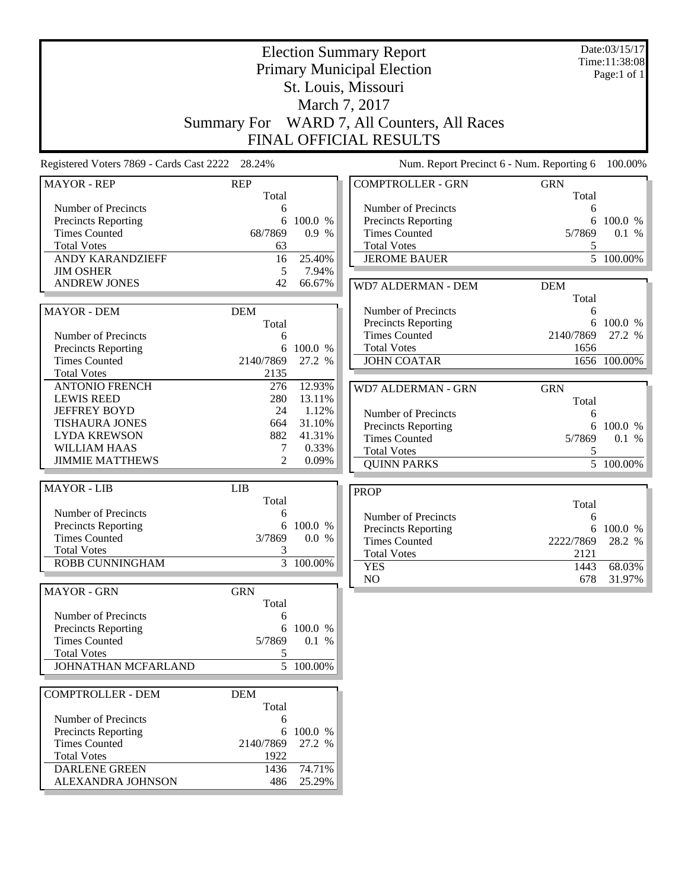# Election Summary Report

## Primary Municipal Election

## St. Louis, Missouri

## March 7, 2017

## Summary For WARD 7, All Counters, All Races

## FINAL OFFICIAL RESULTS

Date:03/15/17
Time:11:38:08
Page:1 of 1

Registered Voters 7869 - Cards Cast 2222 28.24%

Num. Report Precinct 6 - Num. Reporting 6 100.00%

| MAYOR - REP | REP Total | |
|---|---|---|
| Number of Precincts | 6 | |
| Precincts Reporting | 6 | 100.0 % |
| Times Counted | 68/7869 | 0.9 % |
| Total Votes | 63 | |
| ANDY KARANDZIEFF | 16 | 25.40% |
| JIM OSHER | 5 | 7.94% |
| ANDREW JONES | 42 | 66.67% |

| MAYOR - DEM | DEM Total | |
|---|---|---|
| Number of Precincts | 6 | |
| Precincts Reporting | 6 | 100.0 % |
| Times Counted | 2140/7869 | 27.2 % |
| Total Votes | 2135 | |
| ANTONIO FRENCH | 276 | 12.93% |
| LEWIS REED | 280 | 13.11% |
| JEFFREY BOYD | 24 | 1.12% |
| TISHAURA JONES | 664 | 31.10% |
| LYDA KREWSON | 882 | 41.31% |
| WILLIAM HAAS | 7 | 0.33% |
| JIMMIE MATTHEWS | 2 | 0.09% |

| MAYOR - LIB | LIB Total | |
|---|---|---|
| Number of Precincts | 6 | |
| Precincts Reporting | 6 | 100.0 % |
| Times Counted | 3/7869 | 0.0 % |
| Total Votes | 3 | |
| ROBB CUNNINGHAM | 3 | 100.00% |

| MAYOR - GRN | GRN Total | |
|---|---|---|
| Number of Precincts | 6 | |
| Precincts Reporting | 6 | 100.0 % |
| Times Counted | 5/7869 | 0.1 % |
| Total Votes | 5 | |
| JOHNATHAN MCFARLAND | 5 | 100.00% |

| COMPTROLLER - DEM | DEM Total | |
|---|---|---|
| Number of Precincts | 6 | |
| Precincts Reporting | 6 | 100.0 % |
| Times Counted | 2140/7869 | 27.2 % |
| Total Votes | 1922 | |
| DARLENE GREEN | 1436 | 74.71% |
| ALEXANDRA JOHNSON | 486 | 25.29% |

| COMPTROLLER - GRN | GRN Total | |
|---|---|---|
| Number of Precincts | 6 | |
| Precincts Reporting | 6 | 100.0 % |
| Times Counted | 5/7869 | 0.1 % |
| Total Votes | 5 | |
| JEROME BAUER | 5 | 100.00% |

| WD7 ALDERMAN - DEM | DEM Total | |
|---|---|---|
| Number of Precincts | 6 | |
| Precincts Reporting | 6 | 100.0 % |
| Times Counted | 2140/7869 | 27.2 % |
| Total Votes | 1656 | |
| JOHN COATAR | 1656 | 100.00% |

| WD7 ALDERMAN - GRN | GRN Total | |
|---|---|---|
| Number of Precincts | 6 | |
| Precincts Reporting | 6 | 100.0 % |
| Times Counted | 5/7869 | 0.1 % |
| Total Votes | 5 | |
| QUINN PARKS | 5 | 100.00% |

| PROP | Total | |
|---|---|---|
| Number of Precincts | 6 | |
| Precincts Reporting | 6 | 100.0 % |
| Times Counted | 2222/7869 | 28.2 % |
| Total Votes | 2121 | |
| YES | 1443 | 68.03% |
| NO | 678 | 31.97% |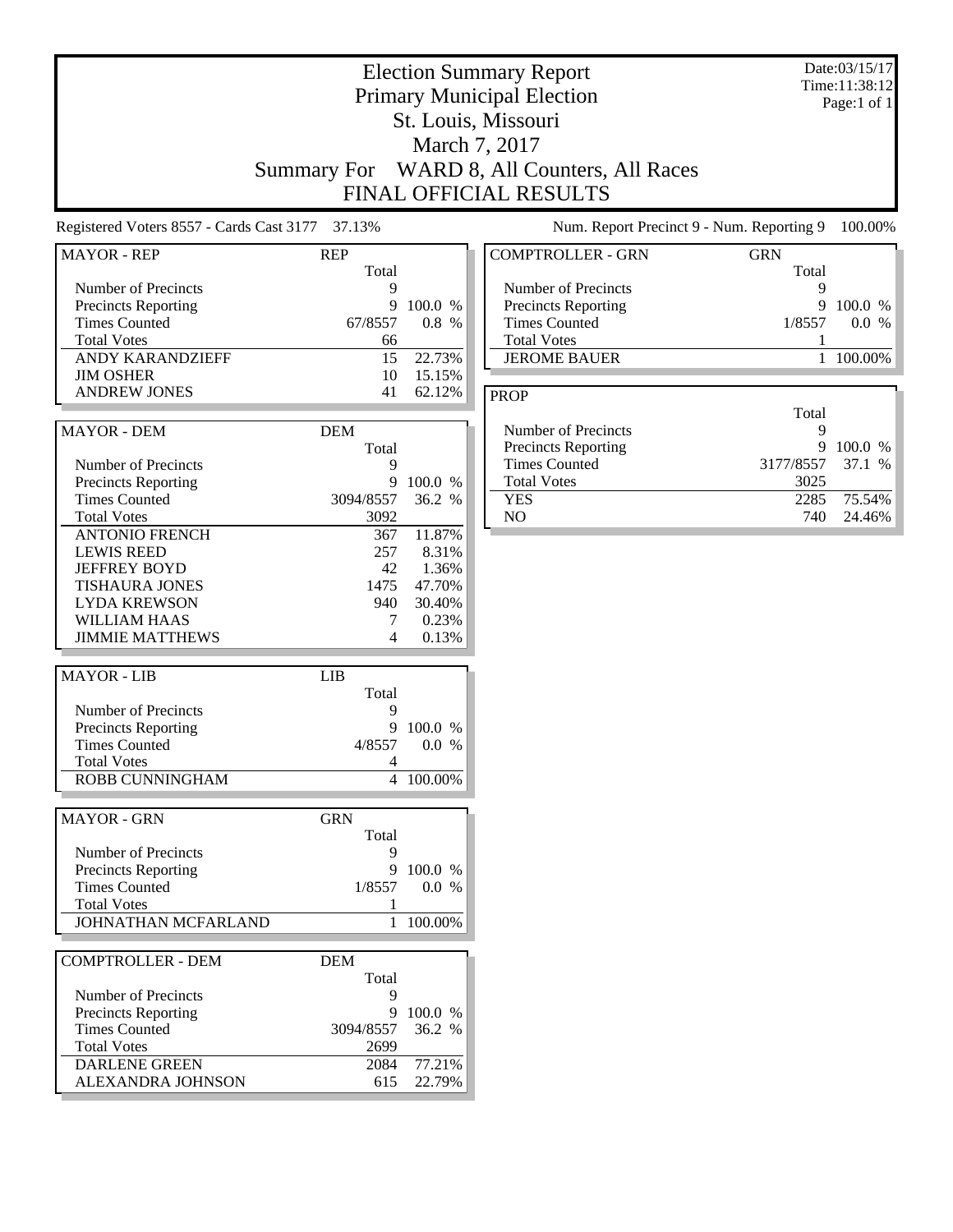# Election Summary Report

## Primary Municipal Election

## St. Louis, Missouri

## March 7, 2017

## Summary For WARD 8, All Counters, All Races

## FINAL OFFICIAL RESULTS

Date:03/15/17
Time:11:38:12
Page:1 of 1

Registered Voters 8557 - Cards Cast 3177 37.13%

Num. Report Precinct 9 - Num. Reporting 9 100.00%

| MAYOR - REP | REP Total | |
|---|---|---|
| Number of Precincts | 9 | |
| Precincts Reporting | 9 | 100.0 % |
| Times Counted | 67/8557 | 0.8 % |
| Total Votes | 66 | |
| ANDY KARANDZIEFF | 15 | 22.73% |
| JIM OSHER | 10 | 15.15% |
| ANDREW JONES | 41 | 62.12% |

| MAYOR - DEM | DEM Total | |
|---|---|---|
| Number of Precincts | 9 | |
| Precincts Reporting | 9 | 100.0 % |
| Times Counted | 3094/8557 | 36.2 % |
| Total Votes | 3092 | |
| ANTONIO FRENCH | 367 | 11.87% |
| LEWIS REED | 257 | 8.31% |
| JEFFREY BOYD | 42 | 1.36% |
| TISHAURA JONES | 1475 | 47.70% |
| LYDA KREWSON | 940 | 30.40% |
| WILLIAM HAAS | 7 | 0.23% |
| JIMMIE MATTHEWS | 4 | 0.13% |

| MAYOR - LIB | LIB Total | |
|---|---|---|
| Number of Precincts | 9 | |
| Precincts Reporting | 9 | 100.0 % |
| Times Counted | 4/8557 | 0.0 % |
| Total Votes | 4 | |
| ROBB CUNNINGHAM | 4 | 100.00% |

| MAYOR - GRN | GRN Total | |
|---|---|---|
| Number of Precincts | 9 | |
| Precincts Reporting | 9 | 100.0 % |
| Times Counted | 1/8557 | 0.0 % |
| Total Votes | 1 | |
| JOHNATHAN MCFARLAND | 1 | 100.00% |

| COMPTROLLER - DEM | DEM Total | |
|---|---|---|
| Number of Precincts | 9 | |
| Precincts Reporting | 9 | 100.0 % |
| Times Counted | 3094/8557 | 36.2 % |
| Total Votes | 2699 | |
| DARLENE GREEN | 2084 | 77.21% |
| ALEXANDRA JOHNSON | 615 | 22.79% |

| COMPTROLLER - GRN | GRN Total | |
|---|---|---|
| Number of Precincts | 9 | |
| Precincts Reporting | 9 | 100.0 % |
| Times Counted | 1/8557 | 0.0 % |
| Total Votes | 1 | |
| JEROME BAUER | 1 | 100.00% |

| PROP | Total | |
|---|---|---|
| Number of Precincts | 9 | |
| Precincts Reporting | 9 | 100.0 % |
| Times Counted | 3177/8557 | 37.1 % |
| Total Votes | 3025 | |
| YES | 2285 | 75.54% |
| NO | 740 | 24.46% |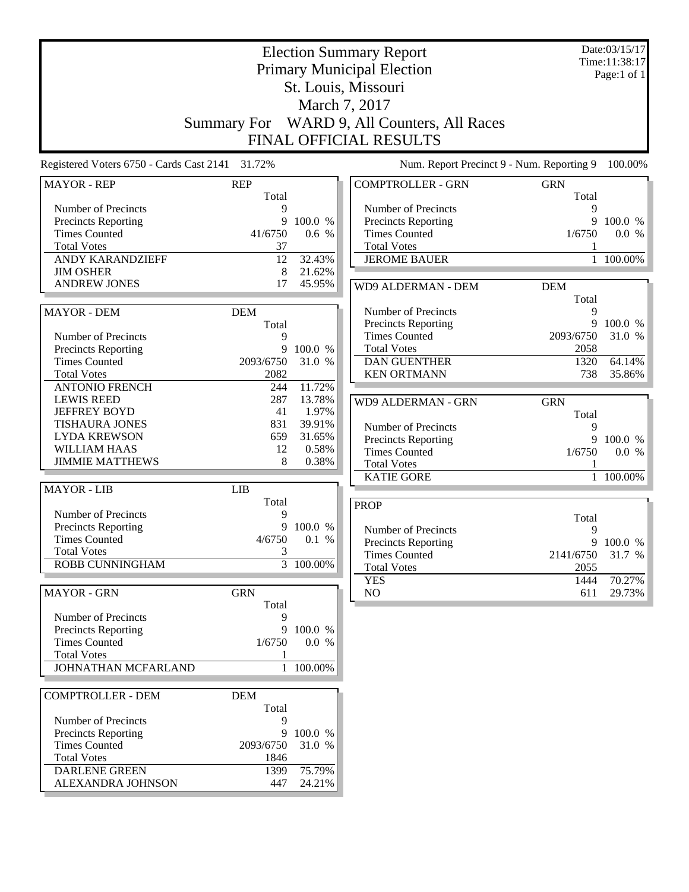# Election Summary Report
## Primary Municipal Election
## St. Louis, Missouri
## March 7, 2017
## Summary For WARD 9, All Counters, All Races
## FINAL OFFICIAL RESULTS

Date:03/15/17
Time:11:38:17
Page:1 of 1

Registered Voters 6750 - Cards Cast 2141 31.72%

Num. Report Precinct 9 - Num. Reporting 9 100.00%

| MAYOR - REP | REP Total | |
|---|---|---|
| Number of Precincts | 9 | |
| Precincts Reporting | 9 | 100.0 % |
| Times Counted | 41/6750 | 0.6 % |
| Total Votes | 37 | |
| ANDY KARANDZIEFF | 12 | 32.43% |
| JIM OSHER | 8 | 21.62% |
| ANDREW JONES | 17 | 45.95% |

| MAYOR - DEM | DEM Total | |
|---|---|---|
| Number of Precincts | 9 | |
| Precincts Reporting | 9 | 100.0 % |
| Times Counted | 2093/6750 | 31.0 % |
| Total Votes | 2082 | |
| ANTONIO FRENCH | 244 | 11.72% |
| LEWIS REED | 287 | 13.78% |
| JEFFREY BOYD | 41 | 1.97% |
| TISHAURA JONES | 831 | 39.91% |
| LYDA KREWSON | 659 | 31.65% |
| WILLIAM HAAS | 12 | 0.58% |
| JIMMIE MATTHEWS | 8 | 0.38% |

| MAYOR - LIB | LIB Total | |
|---|---|---|
| Number of Precincts | 9 | |
| Precincts Reporting | 9 | 100.0 % |
| Times Counted | 4/6750 | 0.1 % |
| Total Votes | 3 | |
| ROBB CUNNINGHAM | 3 | 100.00% |

| MAYOR - GRN | GRN Total | |
|---|---|---|
| Number of Precincts | 9 | |
| Precincts Reporting | 9 | 100.0 % |
| Times Counted | 1/6750 | 0.0 % |
| Total Votes | 1 | |
| JOHNATHAN MCFARLAND | 1 | 100.00% |

| COMPTROLLER - DEM | DEM Total | |
|---|---|---|
| Number of Precincts | 9 | |
| Precincts Reporting | 9 | 100.0 % |
| Times Counted | 2093/6750 | 31.0 % |
| Total Votes | 1846 | |
| DARLENE GREEN | 1399 | 75.79% |
| ALEXANDRA JOHNSON | 447 | 24.21% |

| COMPTROLLER - GRN | GRN Total | |
|---|---|---|
| Number of Precincts | 9 | |
| Precincts Reporting | 9 | 100.0 % |
| Times Counted | 1/6750 | 0.0 % |
| Total Votes | 1 | |
| JEROME BAUER | 1 | 100.00% |

| WD9 ALDERMAN - DEM | DEM Total | |
|---|---|---|
| Number of Precincts | 9 | |
| Precincts Reporting | 9 | 100.0 % |
| Times Counted | 2093/6750 | 31.0 % |
| Total Votes | 2058 | |
| DAN GUENTHER | 1320 | 64.14% |
| KEN ORTMANN | 738 | 35.86% |

| WD9 ALDERMAN - GRN | GRN Total | |
|---|---|---|
| Number of Precincts | 9 | |
| Precincts Reporting | 9 | 100.0 % |
| Times Counted | 1/6750 | 0.0 % |
| Total Votes | 1 | |
| KATIE GORE | 1 | 100.00% |

| PROP | Total | |
|---|---|---|
| Number of Precincts | 9 | |
| Precincts Reporting | 9 | 100.0 % |
| Times Counted | 2141/6750 | 31.7 % |
| Total Votes | 2055 | |
| YES | 1444 | 70.27% |
| NO | 611 | 29.73% |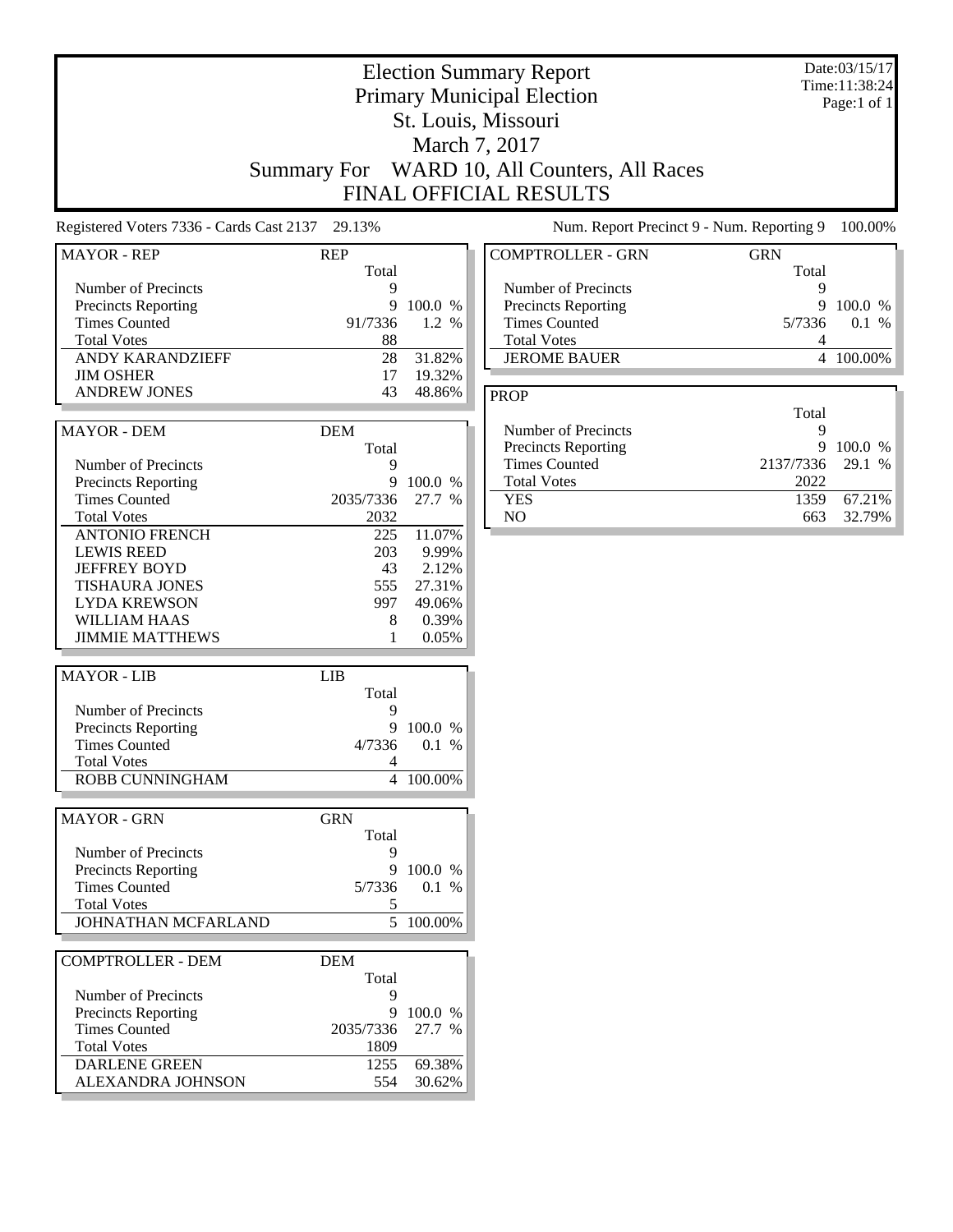# Election Summary Report
## Primary Municipal Election
## St. Louis, Missouri
## March 7, 2017
## Summary For WARD 10, All Counters, All Races
## FINAL OFFICIAL RESULTS

Date:03/15/17
Time:11:38:24

Registered Voters 7336 - Cards Cast 2137 29.13%

Num. Report Precinct 9 - Num. Reporting 9 100.00%

| MAYOR - REP | REP | |
|---|---|---|
| | Total | |
| Number of Precincts | 9 | |
| Precincts Reporting | 9 | 100.0 % |
| Times Counted | 91/7336 | 1.2 % |
| Total Votes | 88 | |
| ANDY KARANDZIEFF | 28 | 31.82% |
| JIM OSHER | 17 | 19.32% |
| ANDREW JONES | 43 | 48.86% |

| MAYOR - DEM | DEM | |
|---|---|---|
| | Total | |
| Number of Precincts | 9 | |
| Precincts Reporting | 9 | 100.0 % |
| Times Counted | 2035/7336 | 27.7 % |
| Total Votes | 2032 | |
| ANTONIO FRENCH | 225 | 11.07% |
| LEWIS REED | 203 | 9.99% |
| JEFFREY BOYD | 43 | 2.12% |
| TISHAURA JONES | 555 | 27.31% |
| LYDA KREWSON | 997 | 49.06% |
| WILLIAM HAAS | 8 | 0.39% |
| JIMMIE MATTHEWS | 1 | 0.05% |

| MAYOR - LIB | LIB | |
|---|---|---|
| | Total | |
| Number of Precincts | 9 | |
| Precincts Reporting | 9 | 100.0 % |
| Times Counted | 4/7336 | 0.1 % |
| Total Votes | 4 | |
| ROBB CUNNINGHAM | 4 | 100.00% |

| MAYOR - GRN | GRN | |
|---|---|---|
| | Total | |
| Number of Precincts | 9 | |
| Precincts Reporting | 9 | 100.0 % |
| Times Counted | 5/7336 | 0.1 % |
| Total Votes | 5 | |
| JOHNATHAN MCFARLAND | 5 | 100.00% |

| COMPTROLLER - DEM | DEM | |
|---|---|---|
| | Total | |
| Number of Precincts | 9 | |
| Precincts Reporting | 9 | 100.0 % |
| Times Counted | 2035/7336 | 27.7 % |
| Total Votes | 1809 | |
| DARLENE GREEN | 1255 | 69.38% |
| ALEXANDRA JOHNSON | 554 | 30.62% |

| COMPTROLLER - GRN | GRN | |
|---|---|---|
| | Total | |
| Number of Precincts | 9 | |
| Precincts Reporting | 9 | 100.0 % |
| Times Counted | 5/7336 | 0.1 % |
| Total Votes | 4 | |
| JEROME BAUER | 4 | 100.00% |

| PROP | | |
|---|---|---|
| | Total | |
| Number of Precincts | 9 | |
| Precincts Reporting | 9 | 100.0 % |
| Times Counted | 2137/7336 | 29.1 % |
| Total Votes | 2022 | |
| YES | 1359 | 67.21% |
| NO | 663 | 32.79% |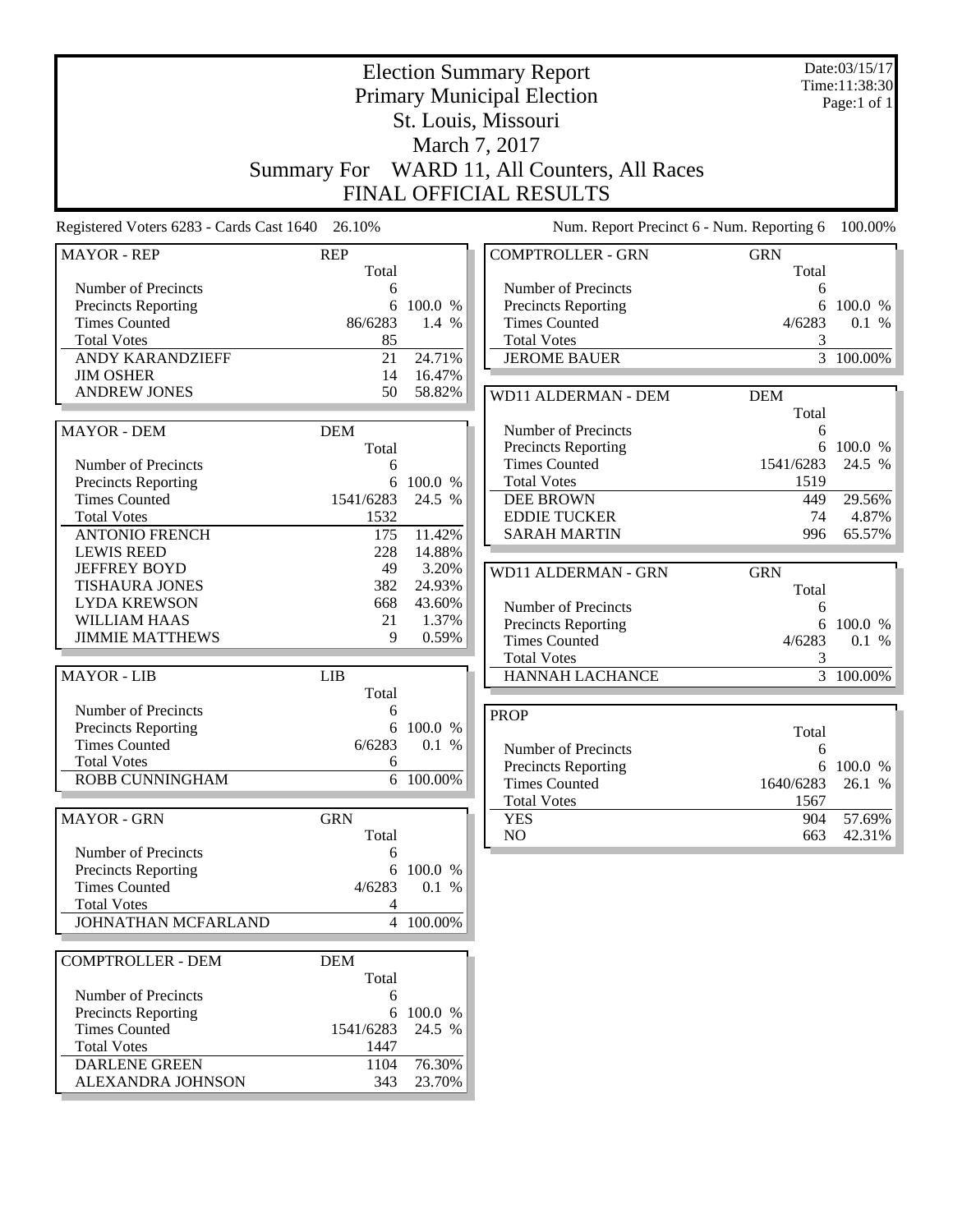# Election Summary Report

## Primary Municipal Election

## St. Louis, Missouri

## March 7, 2017

## Summary For WARD 11, All Counters, All Races

## FINAL OFFICIAL RESULTS

Date:03/15/17
Time:11:38:30
Page:1 of 1

Registered Voters 6283 - Cards Cast 1640 26.10%

Num. Report Precinct 6 - Num. Reporting 6 100.00%

| MAYOR - REP | REP Total | |
|---|---|---|
| Number of Precincts | 6 | |
| Precincts Reporting | 6 | 100.0 % |
| Times Counted | 86/6283 | 1.4 % |
| Total Votes | 85 | |
| ANDY KARANDZIEFF | 21 | 24.71% |
| JIM OSHER | 14 | 16.47% |
| ANDREW JONES | 50 | 58.82% |

| MAYOR - DEM | DEM Total | |
|---|---|---|
| Number of Precincts | 6 | |
| Precincts Reporting | 6 | 100.0 % |
| Times Counted | 1541/6283 | 24.5 % |
| Total Votes | 1532 | |
| ANTONIO FRENCH | 175 | 11.42% |
| LEWIS REED | 228 | 14.88% |
| JEFFREY BOYD | 49 | 3.20% |
| TISHAURA JONES | 382 | 24.93% |
| LYDA KREWSON | 668 | 43.60% |
| WILLIAM HAAS | 21 | 1.37% |
| JIMMIE MATTHEWS | 9 | 0.59% |

| MAYOR - LIB | LIB Total | |
|---|---|---|
| Number of Precincts | 6 | |
| Precincts Reporting | 6 | 100.0 % |
| Times Counted | 6/6283 | 0.1 % |
| Total Votes | 6 | |
| ROBB CUNNINGHAM | 6 | 100.00% |

| MAYOR - GRN | GRN Total | |
|---|---|---|
| Number of Precincts | 6 | |
| Precincts Reporting | 6 | 100.0 % |
| Times Counted | 4/6283 | 0.1 % |
| Total Votes | 4 | |
| JOHNATHAN MCFARLAND | 4 | 100.00% |

| COMPTROLLER - DEM | DEM Total | |
|---|---|---|
| Number of Precincts | 6 | |
| Precincts Reporting | 6 | 100.0 % |
| Times Counted | 1541/6283 | 24.5 % |
| Total Votes | 1447 | |
| DARLENE GREEN | 1104 | 76.30% |
| ALEXANDRA JOHNSON | 343 | 23.70% |

| COMPTROLLER - GRN | GRN Total | |
|---|---|---|
| Number of Precincts | 6 | |
| Precincts Reporting | 6 | 100.0 % |
| Times Counted | 4/6283 | 0.1 % |
| Total Votes | 3 | |
| JEROME BAUER | 3 | 100.00% |

| WD11 ALDERMAN - DEM | DEM Total | |
|---|---|---|
| Number of Precincts | 6 | |
| Precincts Reporting | 6 | 100.0 % |
| Times Counted | 1541/6283 | 24.5 % |
| Total Votes | 1519 | |
| DEE BROWN | 449 | 29.56% |
| EDDIE TUCKER | 74 | 4.87% |
| SARAH MARTIN | 996 | 65.57% |

| WD11 ALDERMAN - GRN | GRN Total | |
|---|---|---|
| Number of Precincts | 6 | |
| Precincts Reporting | 6 | 100.0 % |
| Times Counted | 4/6283 | 0.1 % |
| Total Votes | 3 | |
| HANNAH LACHANCE | 3 | 100.00% |

| PROP | Total | |
|---|---|---|
| Number of Precincts | 6 | |
| Precincts Reporting | 6 | 100.0 % |
| Times Counted | 1640/6283 | 26.1 % |
| Total Votes | 1567 | |
| YES | 904 | 57.69% |
| NO | 663 | 42.31% |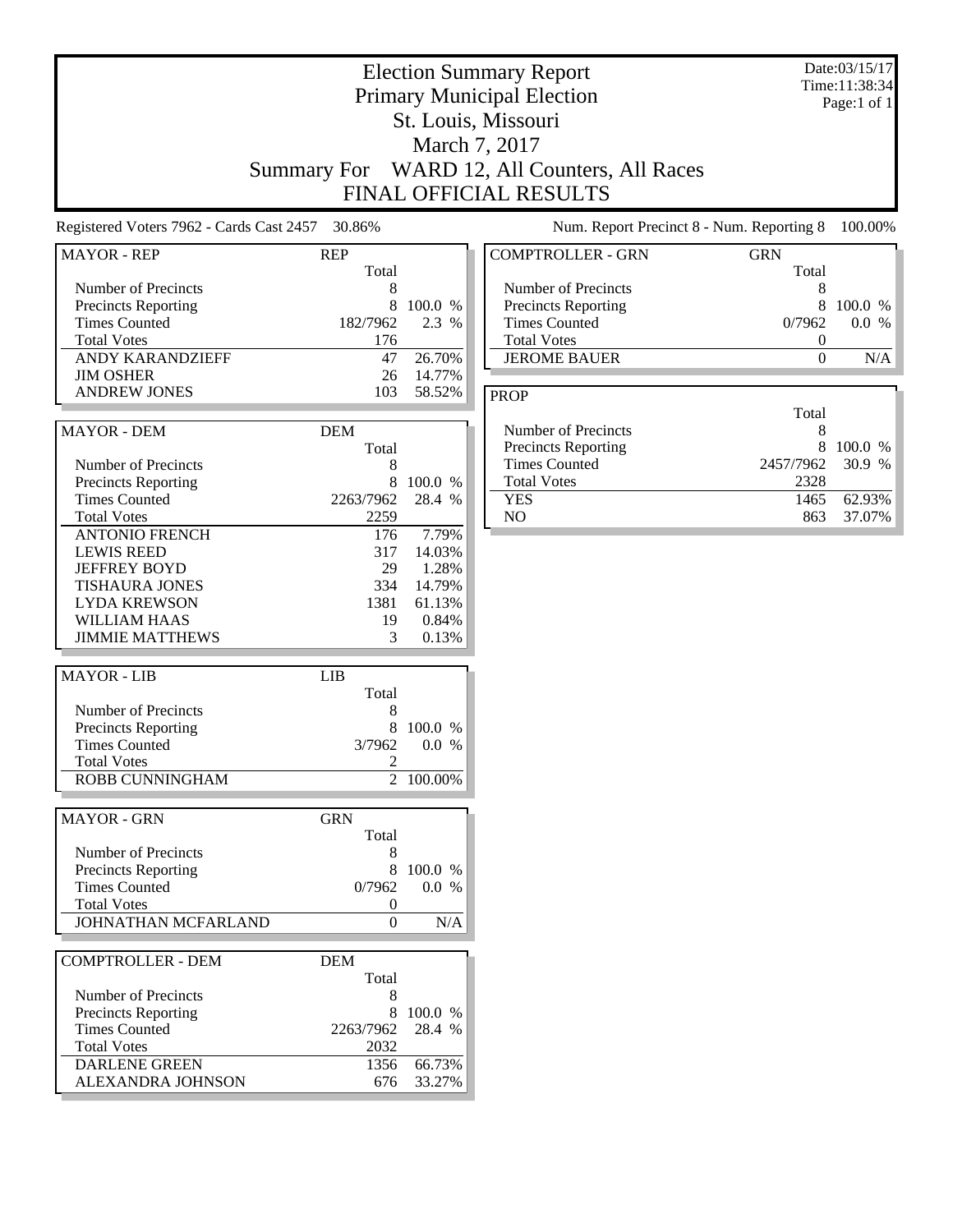# Election Summary Report

## Primary Municipal Election

## St. Louis, Missouri

## March 7, 2017

## Summary For WARD 12, All Counters, All Races

## FINAL OFFICIAL RESULTS

Date:03/15/17
Time:11:38:34
Page:1 of 1

Registered Voters 7962 - Cards Cast 2457 30.86%

Num. Report Precinct 8 - Num. Reporting 8 100.00%

| MAYOR - REP | REP Total | |
|---|---|---|
| Number of Precincts | 8 | |
| Precincts Reporting | 8 | 100.0 % |
| Times Counted | 182/7962 | 2.3 % |
| Total Votes | 176 | |
| ANDY KARANDZIEFF | 47 | 26.70% |
| JIM OSHER | 26 | 14.77% |
| ANDREW JONES | 103 | 58.52% |

| MAYOR - DEM | DEM Total | |
|---|---|---|
| Number of Precincts | 8 | |
| Precincts Reporting | 8 | 100.0 % |
| Times Counted | 2263/7962 | 28.4 % |
| Total Votes | 2259 | |
| ANTONIO FRENCH | 176 | 7.79% |
| LEWIS REED | 317 | 14.03% |
| JEFFREY BOYD | 29 | 1.28% |
| TISHAURA JONES | 334 | 14.79% |
| LYDA KREWSON | 1381 | 61.13% |
| WILLIAM HAAS | 19 | 0.84% |
| JIMMIE MATTHEWS | 3 | 0.13% |

| MAYOR - LIB | LIB Total | |
|---|---|---|
| Number of Precincts | 8 | |
| Precincts Reporting | 8 | 100.0 % |
| Times Counted | 3/7962 | 0.0 % |
| Total Votes | 2 | |
| ROBB CUNNINGHAM | 2 | 100.00% |

| MAYOR - GRN | GRN Total | |
|---|---|---|
| Number of Precincts | 8 | |
| Precincts Reporting | 8 | 100.0 % |
| Times Counted | 0/7962 | 0.0 % |
| Total Votes | 0 | |
| JOHNATHAN MCFARLAND | 0 | N/A |

| COMPTROLLER - DEM | DEM Total | |
|---|---|---|
| Number of Precincts | 8 | |
| Precincts Reporting | 8 | 100.0 % |
| Times Counted | 2263/7962 | 28.4 % |
| Total Votes | 2032 | |
| DARLENE GREEN | 1356 | 66.73% |
| ALEXANDRA JOHNSON | 676 | 33.27% |

| COMPTROLLER - GRN | GRN Total | |
|---|---|---|
| Number of Precincts | 8 | |
| Precincts Reporting | 8 | 100.0 % |
| Times Counted | 0/7962 | 0.0 % |
| Total Votes | 0 | |
| JEROME BAUER | 0 | N/A |

| PROP | Total | |
|---|---|---|
| Number of Precincts | 8 | |
| Precincts Reporting | 8 | 100.0 % |
| Times Counted | 2457/7962 | 30.9 % |
| Total Votes | 2328 | |
| YES | 1465 | 62.93% |
| NO | 863 | 37.07% |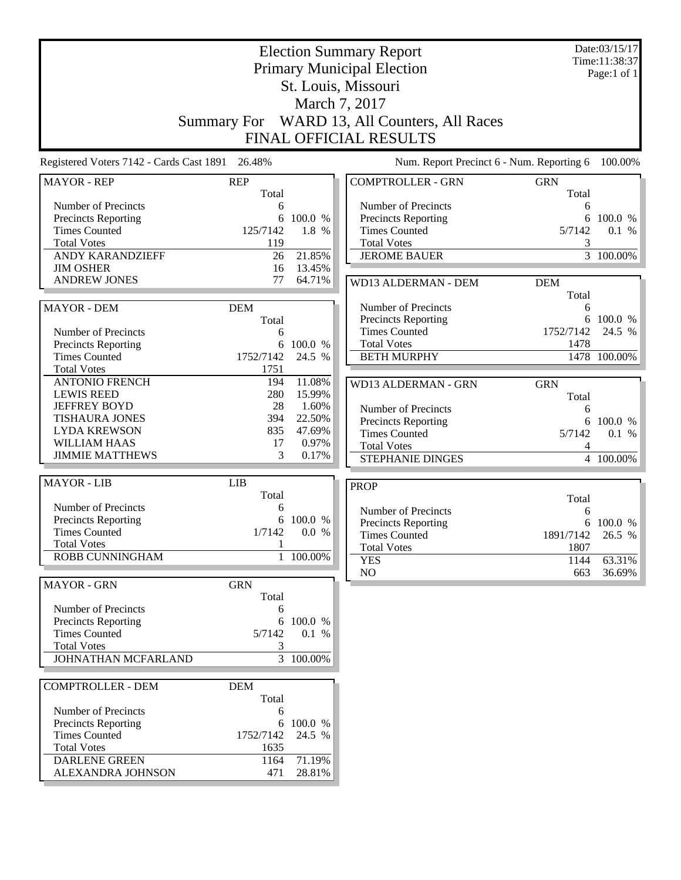# Election Summary Report

## Primary Municipal Election

## St. Louis, Missouri

## March 7, 2017

## Summary For WARD 13, All Counters, All Races

## FINAL OFFICIAL RESULTS

Date:03/15/17
Time:11:38:37
Page:1 of 1

Registered Voters 7142 - Cards Cast 1891 26.48%

Num. Report Precinct 6 - Num. Reporting 6 100.00%

| MAYOR - REP | REP Total | |
|---|---|---|
| Number of Precincts | 6 | |
| Precincts Reporting | 6 | 100.0 % |
| Times Counted | 125/7142 | 1.8 % |
| Total Votes | 119 | |
| ANDY KARANDZIEFF | 26 | 21.85% |
| JIM OSHER | 16 | 13.45% |
| ANDREW JONES | 77 | 64.71% |

| MAYOR - DEM | DEM Total | |
|---|---|---|
| Number of Precincts | 6 | |
| Precincts Reporting | 6 | 100.0 % |
| Times Counted | 1752/7142 | 24.5 % |
| Total Votes | 1751 | |
| ANTONIO FRENCH | 194 | 11.08% |
| LEWIS REED | 280 | 15.99% |
| JEFFREY BOYD | 28 | 1.60% |
| TISHAURA JONES | 394 | 22.50% |
| LYDA KREWSON | 835 | 47.69% |
| WILLIAM HAAS | 17 | 0.97% |
| JIMMIE MATTHEWS | 3 | 0.17% |

| MAYOR - LIB | LIB Total | |
|---|---|---|
| Number of Precincts | 6 | |
| Precincts Reporting | 6 | 100.0 % |
| Times Counted | 1/7142 | 0.0 % |
| Total Votes | 1 | |
| ROBB CUNNINGHAM | 1 | 100.00% |

| MAYOR - GRN | GRN Total | |
|---|---|---|
| Number of Precincts | 6 | |
| Precincts Reporting | 6 | 100.0 % |
| Times Counted | 5/7142 | 0.1 % |
| Total Votes | 3 | |
| JOHNATHAN MCFARLAND | 3 | 100.00% |

| COMPTROLLER - DEM | DEM Total | |
|---|---|---|
| Number of Precincts | 6 | |
| Precincts Reporting | 6 | 100.0 % |
| Times Counted | 1752/7142 | 24.5 % |
| Total Votes | 1635 | |
| DARLENE GREEN | 1164 | 71.19% |
| ALEXANDRA JOHNSON | 471 | 28.81% |

| COMPTROLLER - GRN | GRN Total | |
|---|---|---|
| Number of Precincts | 6 | |
| Precincts Reporting | 6 | 100.0 % |
| Times Counted | 5/7142 | 0.1 % |
| Total Votes | 3 | |
| JEROME BAUER | 3 | 100.00% |

| WD13 ALDERMAN - DEM | DEM Total | |
|---|---|---|
| Number of Precincts | 6 | |
| Precincts Reporting | 6 | 100.0 % |
| Times Counted | 1752/7142 | 24.5 % |
| Total Votes | 1478 | |
| BETH MURPHY | 1478 | 100.00% |

| WD13 ALDERMAN - GRN | GRN Total | |
|---|---|---|
| Number of Precincts | 6 | |
| Precincts Reporting | 6 | 100.0 % |
| Times Counted | 5/7142 | 0.1 % |
| Total Votes | 4 | |
| STEPHANIE DINGES | 4 | 100.00% |

| PROP | Total | |
|---|---|---|
| Number of Precincts | 6 | |
| Precincts Reporting | 6 | 100.0 % |
| Times Counted | 1891/7142 | 26.5 % |
| Total Votes | 1807 | |
| YES | 1144 | 63.31% |
| NO | 663 | 36.69% |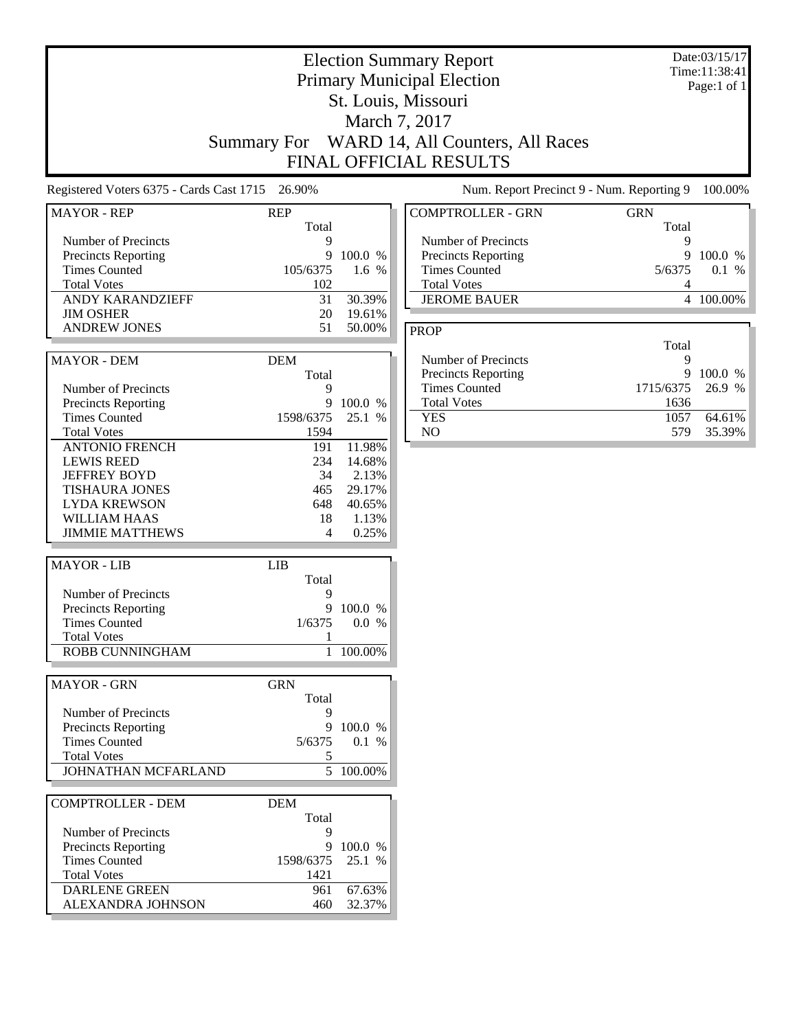# Election Summary Report

## Primary Municipal Election

## St. Louis, Missouri

## March 7, 2017

## Summary For WARD 14, All Counters, All Races

## FINAL OFFICIAL RESULTS

Date:03/15/17
Time:11:38:41
Page:1 of 1

Registered Voters 6375 - Cards Cast 1715 26.90%

Num. Report Precinct 9 - Num. Reporting 9 100.00%

| MAYOR - REP | REP Total | |
|---|---|---|
| Number of Precincts | 9 | |
| Precincts Reporting | 9 | 100.0 % |
| Times Counted | 105/6375 | 1.6 % |
| Total Votes | 102 | |
| ANDY KARANDZIEFF | 31 | 30.39% |
| JIM OSHER | 20 | 19.61% |
| ANDREW JONES | 51 | 50.00% |

| MAYOR - DEM | DEM Total | |
|---|---|---|
| Number of Precincts | 9 | |
| Precincts Reporting | 9 | 100.0 % |
| Times Counted | 1598/6375 | 25.1 % |
| Total Votes | 1594 | |
| ANTONIO FRENCH | 191 | 11.98% |
| LEWIS REED | 234 | 14.68% |
| JEFFREY BOYD | 34 | 2.13% |
| TISHAURA JONES | 465 | 29.17% |
| LYDA KREWSON | 648 | 40.65% |
| WILLIAM HAAS | 18 | 1.13% |
| JIMMIE MATTHEWS | 4 | 0.25% |

| MAYOR - LIB | LIB Total | |
|---|---|---|
| Number of Precincts | 9 | |
| Precincts Reporting | 9 | 100.0 % |
| Times Counted | 1/6375 | 0.0 % |
| Total Votes | 1 | |
| ROBB CUNNINGHAM | 1 | 100.00% |

| MAYOR - GRN | GRN Total | |
|---|---|---|
| Number of Precincts | 9 | |
| Precincts Reporting | 9 | 100.0 % |
| Times Counted | 5/6375 | 0.1 % |
| Total Votes | 5 | |
| JOHNATHAN MCFARLAND | 5 | 100.00% |

| COMPTROLLER - DEM | DEM Total | |
|---|---|---|
| Number of Precincts | 9 | |
| Precincts Reporting | 9 | 100.0 % |
| Times Counted | 1598/6375 | 25.1 % |
| Total Votes | 1421 | |
| DARLENE GREEN | 961 | 67.63% |
| ALEXANDRA JOHNSON | 460 | 32.37% |

| COMPTROLLER - GRN | GRN Total | |
|---|---|---|
| Number of Precincts | 9 | |
| Precincts Reporting | 9 | 100.0 % |
| Times Counted | 5/6375 | 0.1 % |
| Total Votes | 4 | |
| JEROME BAUER | 4 | 100.00% |

| PROP | Total | |
|---|---|---|
| Number of Precincts | 9 | |
| Precincts Reporting | 9 | 100.0 % |
| Times Counted | 1715/6375 | 26.9 % |
| Total Votes | 1636 | |
| YES | 1057 | 64.61% |
| NO | 579 | 35.39% |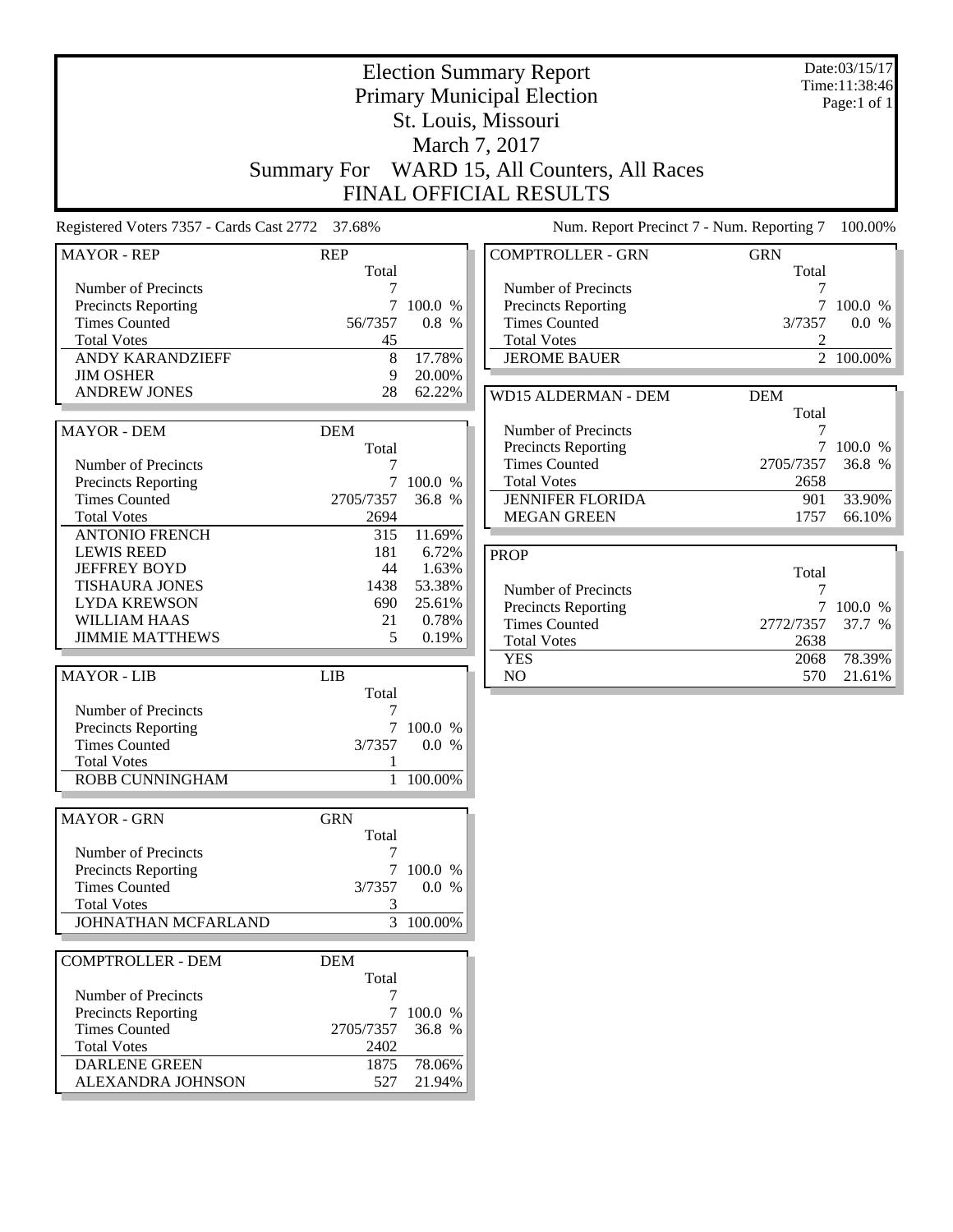# Election Summary Report

## Primary Municipal Election

## St. Louis, Missouri

## March 7, 2017

## Summary For WARD 15, All Counters, All Races

## FINAL OFFICIAL RESULTS

Date:03/15/17
Time:11:38:46
Page:1 of 1

Registered Voters 7357 - Cards Cast 2772 37.68%

Num. Report Precinct 7 - Num. Reporting 7 100.00%

| MAYOR - REP | REP | |
|---|---|---|
| | Total | |
| Number of Precincts | 7 | |
| Precincts Reporting | 7 | 100.0 % |
| Times Counted | 56/7357 | 0.8 % |
| Total Votes | 45 | |
| ANDY KARANDZIEFF | 8 | 17.78% |
| JIM OSHER | 9 | 20.00% |
| ANDREW JONES | 28 | 62.22% |

| MAYOR - DEM | DEM | |
|---|---|---|
| | Total | |
| Number of Precincts | 7 | |
| Precincts Reporting | 7 | 100.0 % |
| Times Counted | 2705/7357 | 36.8 % |
| Total Votes | 2694 | |
| ANTONIO FRENCH | 315 | 11.69% |
| LEWIS REED | 181 | 6.72% |
| JEFFREY BOYD | 44 | 1.63% |
| TISHAURA JONES | 1438 | 53.38% |
| LYDA KREWSON | 690 | 25.61% |
| WILLIAM HAAS | 21 | 0.78% |
| JIMMIE MATTHEWS | 5 | 0.19% |

| MAYOR - LIB | LIB | |
|---|---|---|
| | Total | |
| Number of Precincts | 7 | |
| Precincts Reporting | 7 | 100.0 % |
| Times Counted | 3/7357 | 0.0 % |
| Total Votes | 1 | |
| ROBB CUNNINGHAM | 1 | 100.00% |

| MAYOR - GRN | GRN | |
|---|---|---|
| | Total | |
| Number of Precincts | 7 | |
| Precincts Reporting | 7 | 100.0 % |
| Times Counted | 3/7357 | 0.0 % |
| Total Votes | 3 | |
| JOHNATHAN MCFARLAND | 3 | 100.00% |

| COMPTROLLER - DEM | DEM | |
|---|---|---|
| | Total | |
| Number of Precincts | 7 | |
| Precincts Reporting | 7 | 100.0 % |
| Times Counted | 2705/7357 | 36.8 % |
| Total Votes | 2402 | |
| DARLENE GREEN | 1875 | 78.06% |
| ALEXANDRA JOHNSON | 527 | 21.94% |

| COMPTROLLER - GRN | GRN | |
|---|---|---|
| | Total | |
| Number of Precincts | 7 | |
| Precincts Reporting | 7 | 100.0 % |
| Times Counted | 3/7357 | 0.0 % |
| Total Votes | 2 | |
| JEROME BAUER | 2 | 100.00% |

| WD15 ALDERMAN - DEM | DEM | |
|---|---|---|
| | Total | |
| Number of Precincts | 7 | |
| Precincts Reporting | 7 | 100.0 % |
| Times Counted | 2705/7357 | 36.8 % |
| Total Votes | 2658 | |
| JENNIFER FLORIDA | 901 | 33.90% |
| MEGAN GREEN | 1757 | 66.10% |

| PROP | | |
|---|---|---|
| | Total | |
| Number of Precincts | 7 | |
| Precincts Reporting | 7 | 100.0 % |
| Times Counted | 2772/7357 | 37.7 % |
| Total Votes | 2638 | |
| YES | 2068 | 78.39% |
| NO | 570 | 21.61% |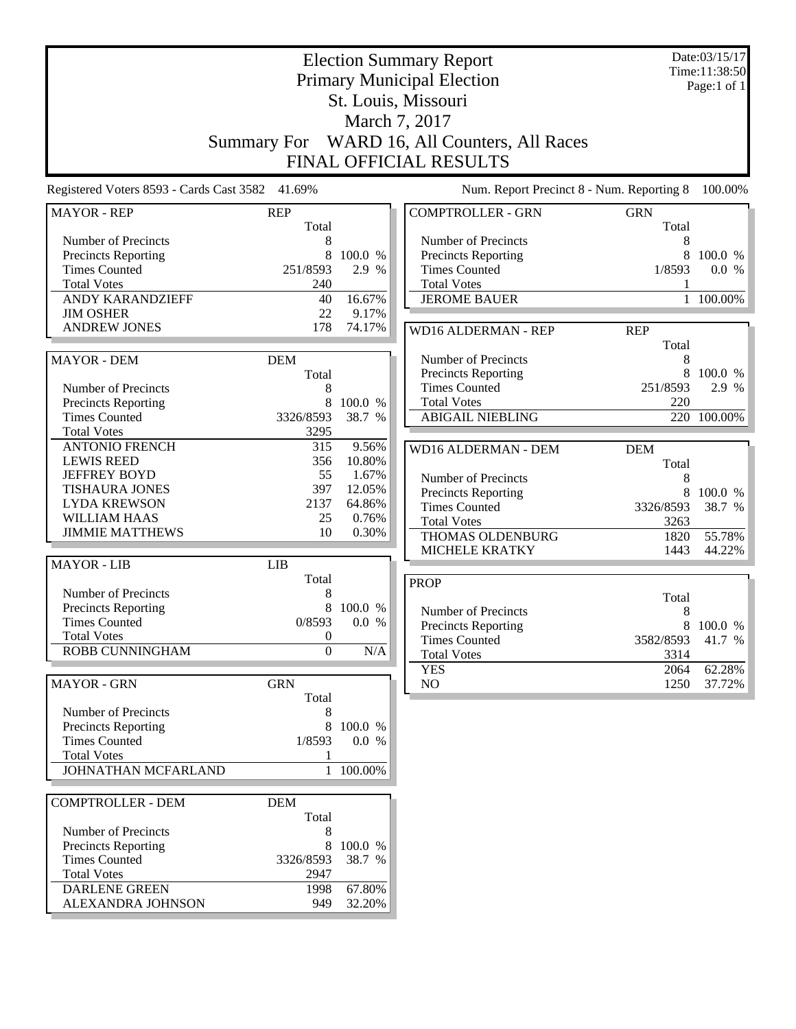# Election Summary Report

## Primary Municipal Election

## St. Louis, Missouri

## March 7, 2017

## Summary For WARD 16, All Counters, All Races

## FINAL OFFICIAL RESULTS

Date:03/15/17
Time:11:38:50
Page:1 of 1

Registered Voters 8593 - Cards Cast 3582 41.69%

Num. Report Precinct 8 - Num. Reporting 8 100.00%

| MAYOR - REP | REP | |
|---|---|---|
| | Total | |
| Number of Precincts | 8 | |
| Precincts Reporting | 8 | 100.0 % |
| Times Counted | 251/8593 | 2.9 % |
| Total Votes | 240 | |
| ANDY KARANDZIEFF | 40 | 16.67% |
| JIM OSHER | 22 | 9.17% |
| ANDREW JONES | 178 | 74.17% |

| MAYOR - DEM | DEM | |
|---|---|---|
| | Total | |
| Number of Precincts | 8 | |
| Precincts Reporting | 8 | 100.0 % |
| Times Counted | 3326/8593 | 38.7 % |
| Total Votes | 3295 | |
| ANTONIO FRENCH | 315 | 9.56% |
| LEWIS REED | 356 | 10.80% |
| JEFFREY BOYD | 55 | 1.67% |
| TISHAURA JONES | 397 | 12.05% |
| LYDA KREWSON | 2137 | 64.86% |
| WILLIAM HAAS | 25 | 0.76% |
| JIMMIE MATTHEWS | 10 | 0.30% |

| MAYOR - LIB | LIB | |
|---|---|---|
| | Total | |
| Number of Precincts | 8 | |
| Precincts Reporting | 8 | 100.0 % |
| Times Counted | 0/8593 | 0.0 % |
| Total Votes | 0 | |
| ROBB CUNNINGHAM | 0 | N/A |

| MAYOR - GRN | GRN | |
|---|---|---|
| | Total | |
| Number of Precincts | 8 | |
| Precincts Reporting | 8 | 100.0 % |
| Times Counted | 1/8593 | 0.0 % |
| Total Votes | 1 | |
| JOHNATHAN MCFARLAND | 1 | 100.00% |

| COMPTROLLER - DEM | DEM | |
|---|---|---|
| | Total | |
| Number of Precincts | 8 | |
| Precincts Reporting | 8 | 100.0 % |
| Times Counted | 3326/8593 | 38.7 % |
| Total Votes | 2947 | |
| DARLENE GREEN | 1998 | 67.80% |
| ALEXANDRA JOHNSON | 949 | 32.20% |

| COMPTROLLER - GRN | GRN | |
|---|---|---|
| | Total | |
| Number of Precincts | 8 | |
| Precincts Reporting | 8 | 100.0 % |
| Times Counted | 1/8593 | 0.0 % |
| Total Votes | 1 | |
| JEROME BAUER | 1 | 100.00% |

| WD16 ALDERMAN - REP | REP | |
|---|---|---|
| | Total | |
| Number of Precincts | 8 | |
| Precincts Reporting | 8 | 100.0 % |
| Times Counted | 251/8593 | 2.9 % |
| Total Votes | 220 | |
| ABIGAIL NIEBLING | 220 | 100.00% |

| WD16 ALDERMAN - DEM | DEM | |
|---|---|---|
| | Total | |
| Number of Precincts | 8 | |
| Precincts Reporting | 8 | 100.0 % |
| Times Counted | 3326/8593 | 38.7 % |
| Total Votes | 3263 | |
| THOMAS OLDENBURG | 1820 | 55.78% |
| MICHELE KRATKY | 1443 | 44.22% |

| PROP | | |
|---|---|---|
| | Total | |
| Number of Precincts | 8 | |
| Precincts Reporting | 8 | 100.0 % |
| Times Counted | 3582/8593 | 41.7 % |
| Total Votes | 3314 | |
| YES | 2064 | 62.28% |
| NO | 1250 | 37.72% |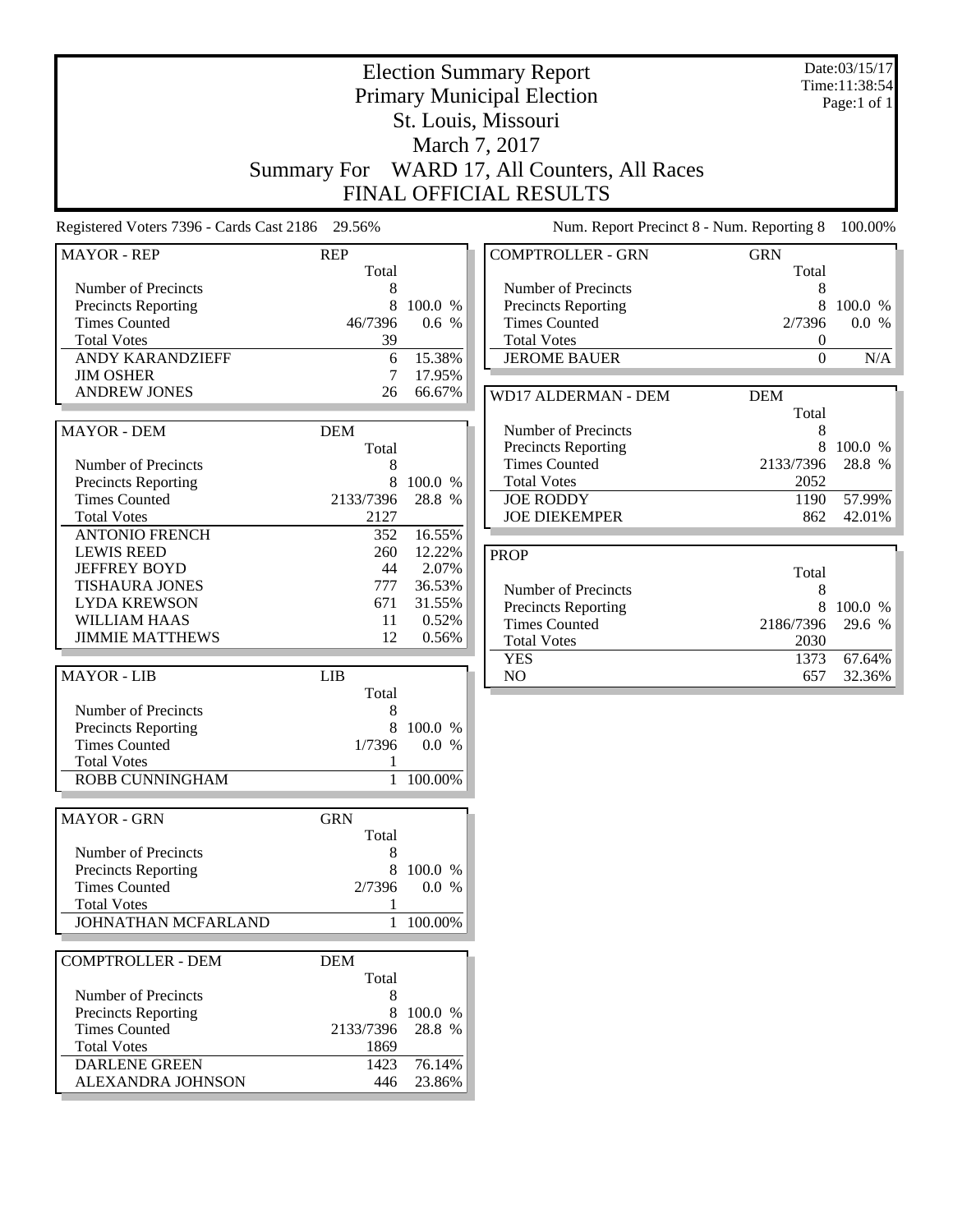# Election Summary Report
## Primary Municipal Election
## St. Louis, Missouri
## March 7, 2017
## Summary For WARD 17, All Counters, All Races
## FINAL OFFICIAL RESULTS

Date:03/15/17
Time:11:38:54
Page:1 of 1

Registered Voters 7396 - Cards Cast 2186 29.56%

Num. Report Precinct 8 - Num. Reporting 8 100.00%

| MAYOR - REP | REP Total | |
|---|---|---|
| Number of Precincts | 8 | |
| Precincts Reporting | 8 | 100.0 % |
| Times Counted | 46/7396 | 0.6 % |
| Total Votes | 39 | |
| ANDY KARANDZIEFF | 6 | 15.38% |
| JIM OSHER | 7 | 17.95% |
| ANDREW JONES | 26 | 66.67% |

| MAYOR - DEM | DEM Total | |
|---|---|---|
| Number of Precincts | 8 | |
| Precincts Reporting | 8 | 100.0 % |
| Times Counted | 2133/7396 | 28.8 % |
| Total Votes | 2127 | |
| ANTONIO FRENCH | 352 | 16.55% |
| LEWIS REED | 260 | 12.22% |
| JEFFREY BOYD | 44 | 2.07% |
| TISHAURA JONES | 777 | 36.53% |
| LYDA KREWSON | 671 | 31.55% |
| WILLIAM HAAS | 11 | 0.52% |
| JIMMIE MATTHEWS | 12 | 0.56% |

| MAYOR - LIB | LIB Total | |
|---|---|---|
| Number of Precincts | 8 | |
| Precincts Reporting | 8 | 100.0 % |
| Times Counted | 1/7396 | 0.0 % |
| Total Votes | 1 | |
| ROBB CUNNINGHAM | 1 | 100.00% |

| MAYOR - GRN | GRN Total | |
|---|---|---|
| Number of Precincts | 8 | |
| Precincts Reporting | 8 | 100.0 % |
| Times Counted | 2/7396 | 0.0 % |
| Total Votes | 1 | |
| JOHNATHAN MCFARLAND | 1 | 100.00% |

| COMPTROLLER - DEM | DEM Total | |
|---|---|---|
| Number of Precincts | 8 | |
| Precincts Reporting | 8 | 100.0 % |
| Times Counted | 2133/7396 | 28.8 % |
| Total Votes | 1869 | |
| DARLENE GREEN | 1423 | 76.14% |
| ALEXANDRA JOHNSON | 446 | 23.86% |

| COMPTROLLER - GRN | GRN Total | |
|---|---|---|
| Number of Precincts | 8 | |
| Precincts Reporting | 8 | 100.0 % |
| Times Counted | 2/7396 | 0.0 % |
| Total Votes | 0 | |
| JEROME BAUER | 0 | N/A |

| WD17 ALDERMAN - DEM | DEM Total | |
|---|---|---|
| Number of Precincts | 8 | |
| Precincts Reporting | 8 | 100.0 % |
| Times Counted | 2133/7396 | 28.8 % |
| Total Votes | 2052 | |
| JOE RODDY | 1190 | 57.99% |
| JOE DIEKEMPER | 862 | 42.01% |

| PROP | Total | |
|---|---|---|
| Number of Precincts | 8 | |
| Precincts Reporting | 8 | 100.0 % |
| Times Counted | 2186/7396 | 29.6 % |
| Total Votes | 2030 | |
| YES | 1373 | 67.64% |
| NO | 657 | 32.36% |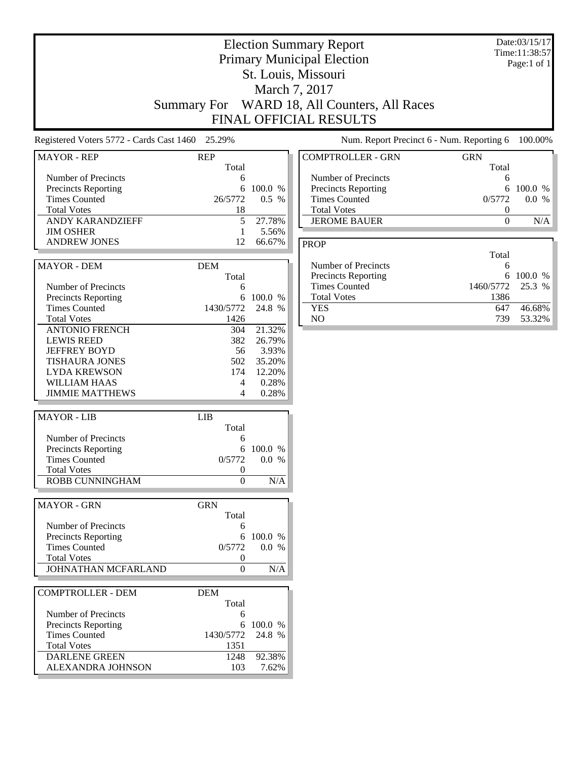# Election Summary Report

## Primary Municipal Election

## St. Louis, Missouri

## March 7, 2017

## Summary For WARD 18, All Counters, All Races

## FINAL OFFICIAL RESULTS

Date:03/15/17
Time:11:38:57
Page:1 of 1

Registered Voters 5772 - Cards Cast 1460 25.29%

Num. Report Precinct 6 - Num. Reporting 6 100.00%

| MAYOR - REP | REP Total | |
|---|---|---|
| Number of Precincts | 6 | |
| Precincts Reporting | 6 | 100.0 % |
| Times Counted | 26/5772 | 0.5 % |
| Total Votes | 18 | |
| ANDY KARANDZIEFF | 5 | 27.78% |
| JIM OSHER | 1 | 5.56% |
| ANDREW JONES | 12 | 66.67% |

| MAYOR - DEM | DEM Total | |
|---|---|---|
| Number of Precincts | 6 | |
| Precincts Reporting | 6 | 100.0 % |
| Times Counted | 1430/5772 | 24.8 % |
| Total Votes | 1426 | |
| ANTONIO FRENCH | 304 | 21.32% |
| LEWIS REED | 382 | 26.79% |
| JEFFREY BOYD | 56 | 3.93% |
| TISHAURA JONES | 502 | 35.20% |
| LYDA KREWSON | 174 | 12.20% |
| WILLIAM HAAS | 4 | 0.28% |
| JIMMIE MATTHEWS | 4 | 0.28% |

| MAYOR - LIB | LIB Total | |
|---|---|---|
| Number of Precincts | 6 | |
| Precincts Reporting | 6 | 100.0 % |
| Times Counted | 0/5772 | 0.0 % |
| Total Votes | 0 | |
| ROBB CUNNINGHAM | 0 | N/A |

| MAYOR - GRN | GRN Total | |
|---|---|---|
| Number of Precincts | 6 | |
| Precincts Reporting | 6 | 100.0 % |
| Times Counted | 0/5772 | 0.0 % |
| Total Votes | 0 | |
| JOHNATHAN MCFARLAND | 0 | N/A |

| COMPTROLLER - DEM | DEM Total | |
|---|---|---|
| Number of Precincts | 6 | |
| Precincts Reporting | 6 | 100.0 % |
| Times Counted | 1430/5772 | 24.8 % |
| Total Votes | 1351 | |
| DARLENE GREEN | 1248 | 92.38% |
| ALEXANDRA JOHNSON | 103 | 7.62% |

| COMPTROLLER - GRN | GRN Total | |
|---|---|---|
| Number of Precincts | 6 | |
| Precincts Reporting | 6 | 100.0 % |
| Times Counted | 0/5772 | 0.0 % |
| Total Votes | 0 | |
| JEROME BAUER | 0 | N/A |

| PROP | Total | |
|---|---|---|
| Number of Precincts | 6 | |
| Precincts Reporting | 6 | 100.0 % |
| Times Counted | 1460/5772 | 25.3 % |
| Total Votes | 1386 | |
| YES | 647 | 46.68% |
| NO | 739 | 53.32% |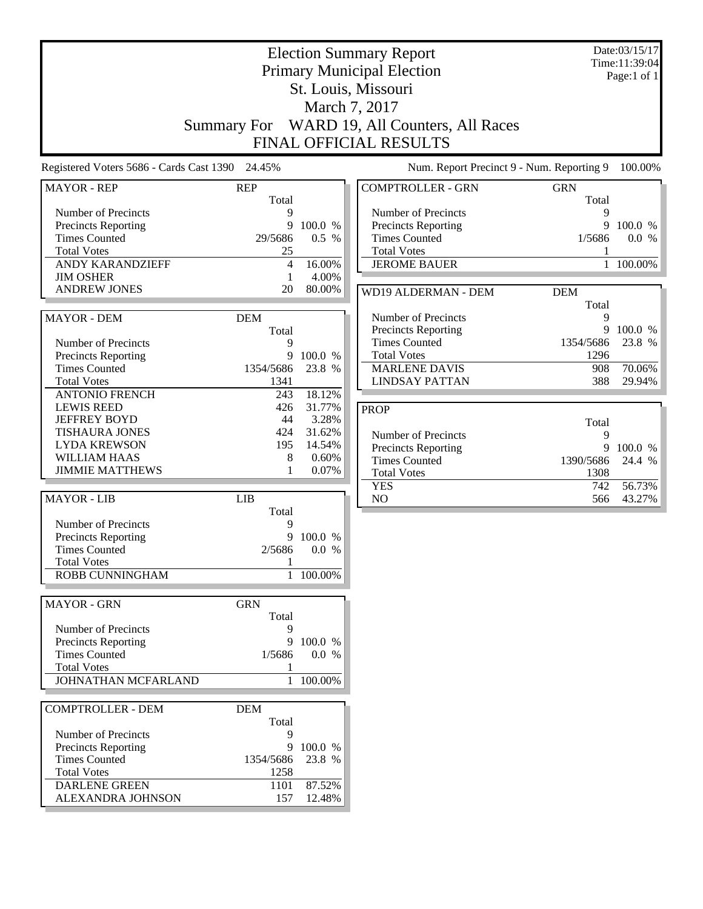# Election Summary Report

## Primary Municipal Election

## St. Louis, Missouri

## March 7, 2017

## Summary For WARD 19, All Counters, All Races

## FINAL OFFICIAL RESULTS

Date:03/15/17
Time:11:39:04
Page:1 of 1

Registered Voters 5686 - Cards Cast 1390 24.45%

Num. Report Precinct 9 - Num. Reporting 9 100.00%

| MAYOR - REP | REP | |
|---|---|---|
| | Total | |
| Number of Precincts | 9 | |
| Precincts Reporting | 9 | 100.0 % |
| Times Counted | 29/5686 | 0.5 % |
| Total Votes | 25 | |
| ANDY KARANDZIEFF | 4 | 16.00% |
| JIM OSHER | 1 | 4.00% |
| ANDREW JONES | 20 | 80.00% |

| MAYOR - DEM | DEM | |
|---|---|---|
| | Total | |
| Number of Precincts | 9 | |
| Precincts Reporting | 9 | 100.0 % |
| Times Counted | 1354/5686 | 23.8 % |
| Total Votes | 1341 | |
| ANTONIO FRENCH | 243 | 18.12% |
| LEWIS REED | 426 | 31.77% |
| JEFFREY BOYD | 44 | 3.28% |
| TISHAURA JONES | 424 | 31.62% |
| LYDA KREWSON | 195 | 14.54% |
| WILLIAM HAAS | 8 | 0.60% |
| JIMMIE MATTHEWS | 1 | 0.07% |

| MAYOR - LIB | LIB | |
|---|---|---|
| | Total | |
| Number of Precincts | 9 | |
| Precincts Reporting | 9 | 100.0 % |
| Times Counted | 2/5686 | 0.0 % |
| Total Votes | 1 | |
| ROBB CUNNINGHAM | 1 | 100.00% |

| MAYOR - GRN | GRN | |
|---|---|---|
| | Total | |
| Number of Precincts | 9 | |
| Precincts Reporting | 9 | 100.0 % |
| Times Counted | 1/5686 | 0.0 % |
| Total Votes | 1 | |
| JOHNATHAN MCFARLAND | 1 | 100.00% |

| COMPTROLLER - DEM | DEM | |
|---|---|---|
| | Total | |
| Number of Precincts | 9 | |
| Precincts Reporting | 9 | 100.0 % |
| Times Counted | 1354/5686 | 23.8 % |
| Total Votes | 1258 | |
| DARLENE GREEN | 1101 | 87.52% |
| ALEXANDRA JOHNSON | 157 | 12.48% |

| COMPTROLLER - GRN | GRN | |
|---|---|---|
| | Total | |
| Number of Precincts | 9 | |
| Precincts Reporting | 9 | 100.0 % |
| Times Counted | 1/5686 | 0.0 % |
| Total Votes | 1 | |
| JEROME BAUER | 1 | 100.00% |

| WD19 ALDERMAN - DEM | DEM | |
|---|---|---|
| | Total | |
| Number of Precincts | 9 | |
| Precincts Reporting | 9 | 100.0 % |
| Times Counted | 1354/5686 | 23.8 % |
| Total Votes | 1296 | |
| MARLENE DAVIS | 908 | 70.06% |
| LINDSAY PATTAN | 388 | 29.94% |

| PROP | | |
|---|---|---|
| | Total | |
| Number of Precincts | 9 | |
| Precincts Reporting | 9 | 100.0 % |
| Times Counted | 1390/5686 | 24.4 % |
| Total Votes | 1308 | |
| YES | 742 | 56.73% |
| NO | 566 | 43.27% |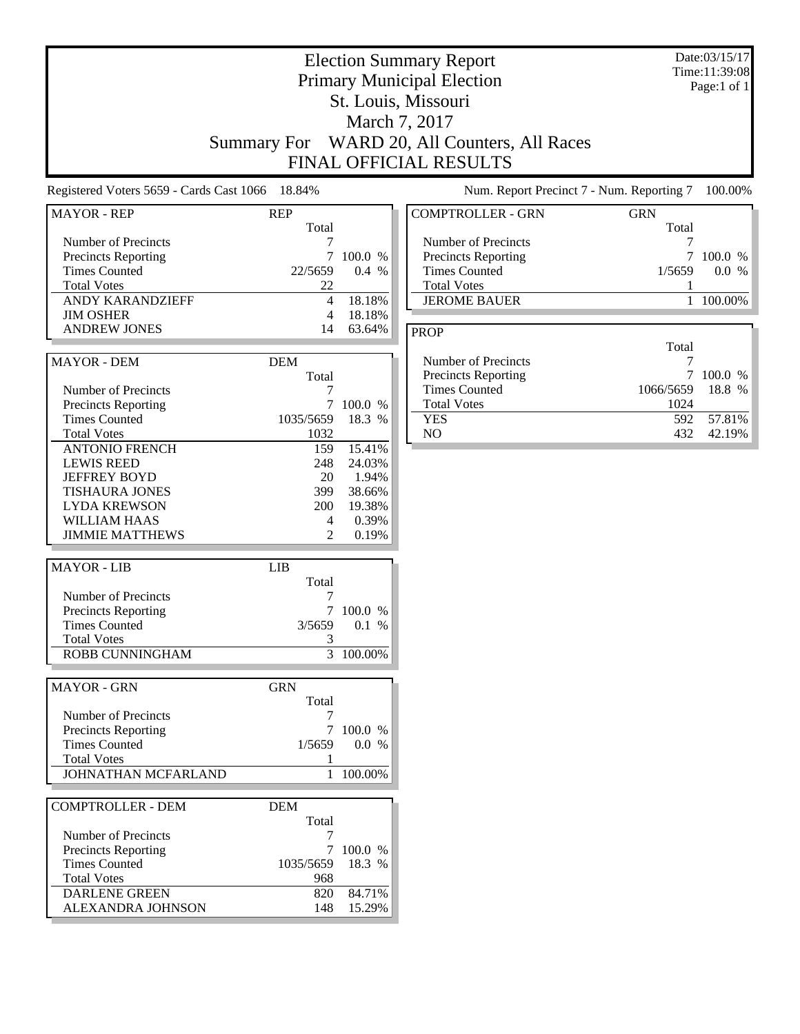# Election Summary Report

## Primary Municipal Election
## St. Louis, Missouri
## March 7, 2017
## Summary For WARD 20, All Counters, All Races
## FINAL OFFICIAL RESULTS

Date:03/15/17
Time:11:39:08
Page:1 of 1

Registered Voters 5659 - Cards Cast 1066 18.84%

Num. Report Precinct 7 - Num. Reporting 7 100.00%

| MAYOR - REP | REP Total | |
|---|---|---|
| Number of Precincts | 7 | |
| Precincts Reporting | 7 | 100.0 % |
| Times Counted | 22/5659 | 0.4 % |
| Total Votes | 22 | |
| ANDY KARANDZIEFF | 4 | 18.18% |
| JIM OSHER | 4 | 18.18% |
| ANDREW JONES | 14 | 63.64% |

| MAYOR - DEM | DEM Total | |
|---|---|---|
| Number of Precincts | 7 | |
| Precincts Reporting | 7 | 100.0 % |
| Times Counted | 1035/5659 | 18.3 % |
| Total Votes | 1032 | |
| ANTONIO FRENCH | 159 | 15.41% |
| LEWIS REED | 248 | 24.03% |
| JEFFREY BOYD | 20 | 1.94% |
| TISHAURA JONES | 399 | 38.66% |
| LYDA KREWSON | 200 | 19.38% |
| WILLIAM HAAS | 4 | 0.39% |
| JIMMIE MATTHEWS | 2 | 0.19% |

| MAYOR - LIB | LIB Total | |
|---|---|---|
| Number of Precincts | 7 | |
| Precincts Reporting | 7 | 100.0 % |
| Times Counted | 3/5659 | 0.1 % |
| Total Votes | 3 | |
| ROBB CUNNINGHAM | 3 | 100.00% |

| MAYOR - GRN | GRN Total | |
|---|---|---|
| Number of Precincts | 7 | |
| Precincts Reporting | 7 | 100.0 % |
| Times Counted | 1/5659 | 0.0 % |
| Total Votes | 1 | |
| JOHNATHAN MCFARLAND | 1 | 100.00% |

| COMPTROLLER - DEM | DEM Total | |
|---|---|---|
| Number of Precincts | 7 | |
| Precincts Reporting | 7 | 100.0 % |
| Times Counted | 1035/5659 | 18.3 % |
| Total Votes | 968 | |
| DARLENE GREEN | 820 | 84.71% |
| ALEXANDRA JOHNSON | 148 | 15.29% |

| COMPTROLLER - GRN | GRN Total | |
|---|---|---|
| Number of Precincts | 7 | |
| Precincts Reporting | 7 | 100.0 % |
| Times Counted | 1/5659 | 0.0 % |
| Total Votes | 1 | |
| JEROME BAUER | 1 | 100.00% |

| PROP | Total | |
|---|---|---|
| Number of Precincts | 7 | |
| Precincts Reporting | 7 | 100.0 % |
| Times Counted | 1066/5659 | 18.8 % |
| Total Votes | 1024 | |
| YES | 592 | 57.81% |
| NO | 432 | 42.19% |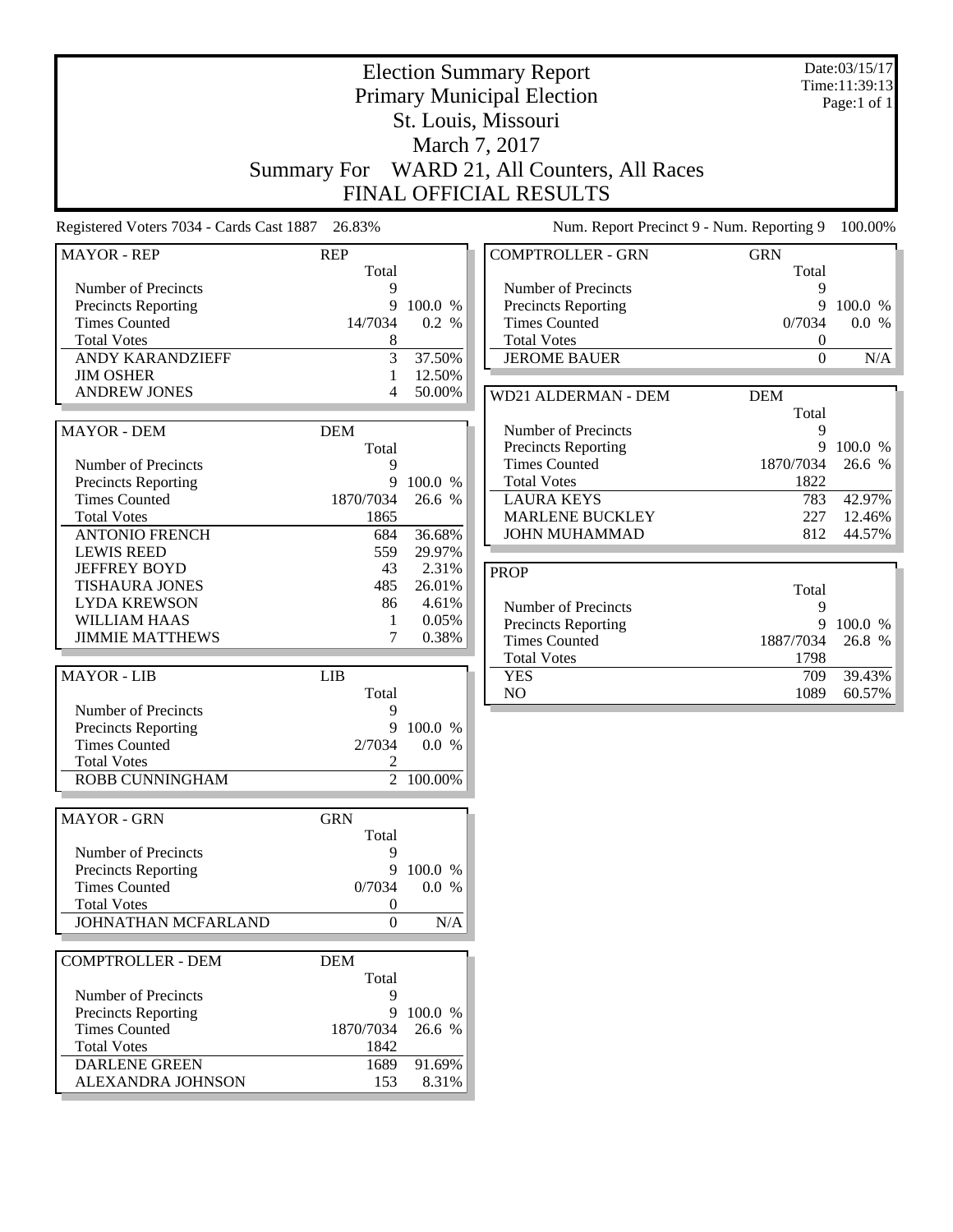# Election Summary Report

## Primary Municipal Election

## St. Louis, Missouri

## March 7, 2017

## Summary For WARD 21, All Counters, All Races

## FINAL OFFICIAL RESULTS

Date:03/15/17
Time:11:39:13
Page:1 of 1

Registered Voters 7034 - Cards Cast 1887 26.83%

Num. Report Precinct 9 - Num. Reporting 9 100.00%

| MAYOR - REP | REP | |
|---|---|---|
| | Total | |
| Number of Precincts | 9 | |
| Precincts Reporting | 9 | 100.0 % |
| Times Counted | 14/7034 | 0.2 % |
| Total Votes | 8 | |
| ANDY KARANDZIEFF | 3 | 37.50% |
| JIM OSHER | 1 | 12.50% |
| ANDREW JONES | 4 | 50.00% |

| MAYOR - DEM | DEM | |
|---|---|---|
| | Total | |
| Number of Precincts | 9 | |
| Precincts Reporting | 9 | 100.0 % |
| Times Counted | 1870/7034 | 26.6 % |
| Total Votes | 1865 | |
| ANTONIO FRENCH | 684 | 36.68% |
| LEWIS REED | 559 | 29.97% |
| JEFFREY BOYD | 43 | 2.31% |
| TISHAURA JONES | 485 | 26.01% |
| LYDA KREWSON | 86 | 4.61% |
| WILLIAM HAAS | 1 | 0.05% |
| JIMMIE MATTHEWS | 7 | 0.38% |

| MAYOR - LIB | LIB | |
|---|---|---|
| | Total | |
| Number of Precincts | 9 | |
| Precincts Reporting | 9 | 100.0 % |
| Times Counted | 2/7034 | 0.0 % |
| Total Votes | 2 | |
| ROBB CUNNINGHAM | 2 | 100.00% |

| MAYOR - GRN | GRN | |
|---|---|---|
| | Total | |
| Number of Precincts | 9 | |
| Precincts Reporting | 9 | 100.0 % |
| Times Counted | 0/7034 | 0.0 % |
| Total Votes | 0 | |
| JOHNATHAN MCFARLAND | 0 | N/A |

| COMPTROLLER - DEM | DEM | |
|---|---|---|
| | Total | |
| Number of Precincts | 9 | |
| Precincts Reporting | 9 | 100.0 % |
| Times Counted | 1870/7034 | 26.6 % |
| Total Votes | 1842 | |
| DARLENE GREEN | 1689 | 91.69% |
| ALEXANDRA JOHNSON | 153 | 8.31% |

| COMPTROLLER - GRN | GRN | |
|---|---|---|
| | Total | |
| Number of Precincts | 9 | |
| Precincts Reporting | 9 | 100.0 % |
| Times Counted | 0/7034 | 0.0 % |
| Total Votes | 0 | |
| JEROME BAUER | 0 | N/A |

| WD21 ALDERMAN - DEM | DEM | |
|---|---|---|
| | Total | |
| Number of Precincts | 9 | |
| Precincts Reporting | 9 | 100.0 % |
| Times Counted | 1870/7034 | 26.6 % |
| Total Votes | 1822 | |
| LAURA KEYS | 783 | 42.97% |
| MARLENE BUCKLEY | 227 | 12.46% |
| JOHN MUHAMMAD | 812 | 44.57% |

| PROP | | |
|---|---|---|
| | Total | |
| Number of Precincts | 9 | |
| Precincts Reporting | 9 | 100.0 % |
| Times Counted | 1887/7034 | 26.8 % |
| Total Votes | 1798 | |
| YES | 709 | 39.43% |
| NO | 1089 | 60.57% |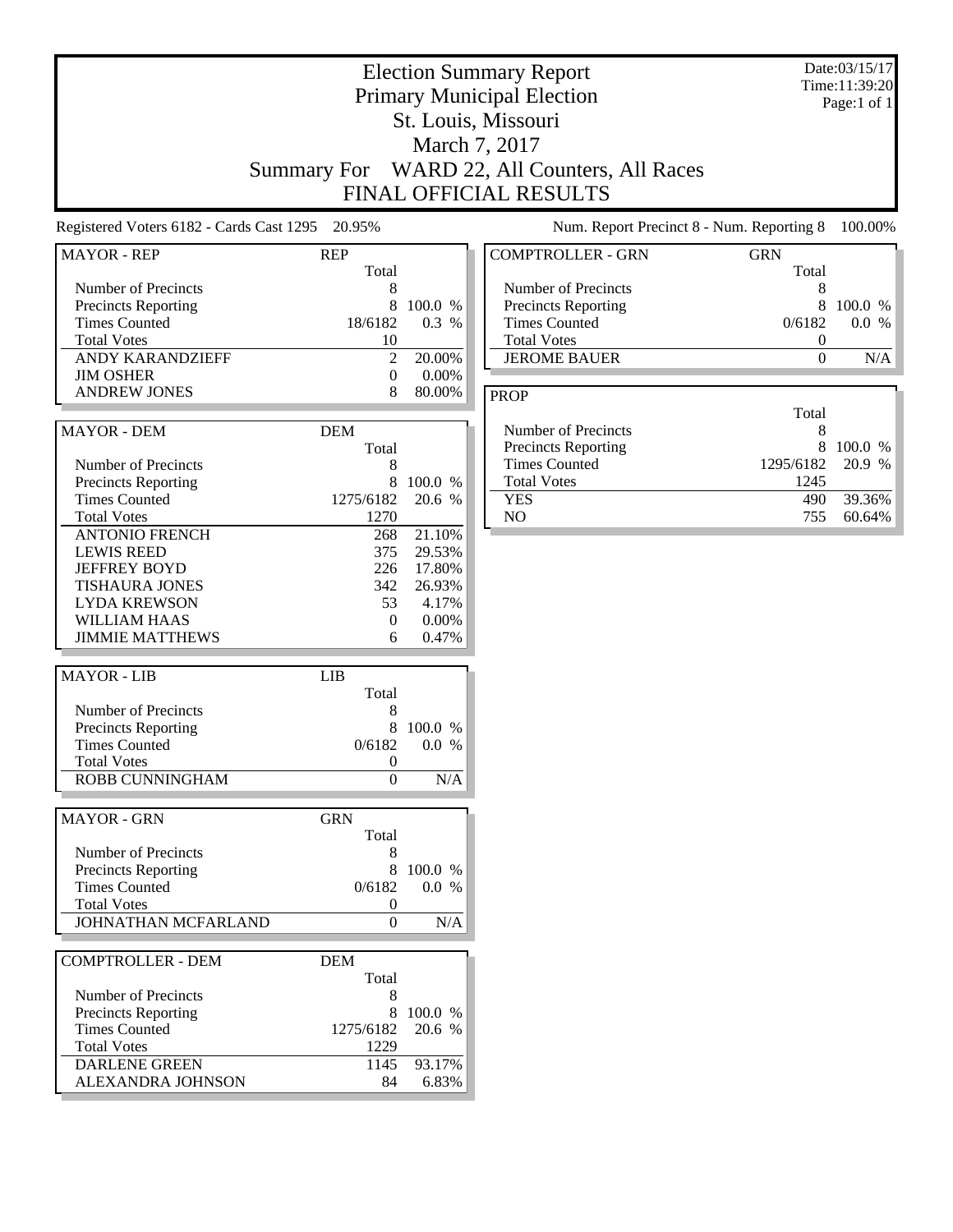# Election Summary Report
## Primary Municipal Election
## St. Louis, Missouri
## March 7, 2017
## Summary For WARD 22, All Counters, All Races
## FINAL OFFICIAL RESULTS

Date:03/15/17
Time:11:39:20
Page:1 of 1

Registered Voters 6182 - Cards Cast 1295 20.95%

Num. Report Precinct 8 - Num. Reporting 8 100.00%

| MAYOR - REP | REP Total | |
|---|---|---|
| Number of Precincts | 8 | |
| Precincts Reporting | 8 | 100.0 % |
| Times Counted | 18/6182 | 0.3 % |
| Total Votes | 10 | |
| ANDY KARANDZIEFF | 2 | 20.00% |
| JIM OSHER | 0 | 0.00% |
| ANDREW JONES | 8 | 80.00% |

| MAYOR - DEM | DEM Total | |
|---|---|---|
| Number of Precincts | 8 | |
| Precincts Reporting | 8 | 100.0 % |
| Times Counted | 1275/6182 | 20.6 % |
| Total Votes | 1270 | |
| ANTONIO FRENCH | 268 | 21.10% |
| LEWIS REED | 375 | 29.53% |
| JEFFREY BOYD | 226 | 17.80% |
| TISHAURA JONES | 342 | 26.93% |
| LYDA KREWSON | 53 | 4.17% |
| WILLIAM HAAS | 0 | 0.00% |
| JIMMIE MATTHEWS | 6 | 0.47% |

| MAYOR - LIB | LIB Total | |
|---|---|---|
| Number of Precincts | 8 | |
| Precincts Reporting | 8 | 100.0 % |
| Times Counted | 0/6182 | 0.0 % |
| Total Votes | 0 | |
| ROBB CUNNINGHAM | 0 | N/A |

| MAYOR - GRN | GRN Total | |
|---|---|---|
| Number of Precincts | 8 | |
| Precincts Reporting | 8 | 100.0 % |
| Times Counted | 0/6182 | 0.0 % |
| Total Votes | 0 | |
| JOHNATHAN MCFARLAND | 0 | N/A |

| COMPTROLLER - DEM | DEM Total | |
|---|---|---|
| Number of Precincts | 8 | |
| Precincts Reporting | 8 | 100.0 % |
| Times Counted | 1275/6182 | 20.6 % |
| Total Votes | 1229 | |
| DARLENE GREEN | 1145 | 93.17% |
| ALEXANDRA JOHNSON | 84 | 6.83% |

| COMPTROLLER - GRN | GRN Total | |
|---|---|---|
| Number of Precincts | 8 | |
| Precincts Reporting | 8 | 100.0 % |
| Times Counted | 0/6182 | 0.0 % |
| Total Votes | 0 | |
| JEROME BAUER | 0 | N/A |

| PROP | Total | |
|---|---|---|
| Number of Precincts | 8 | |
| Precincts Reporting | 8 | 100.0 % |
| Times Counted | 1295/6182 | 20.9 % |
| Total Votes | 1245 | |
| YES | 490 | 39.36% |
| NO | 755 | 60.64% |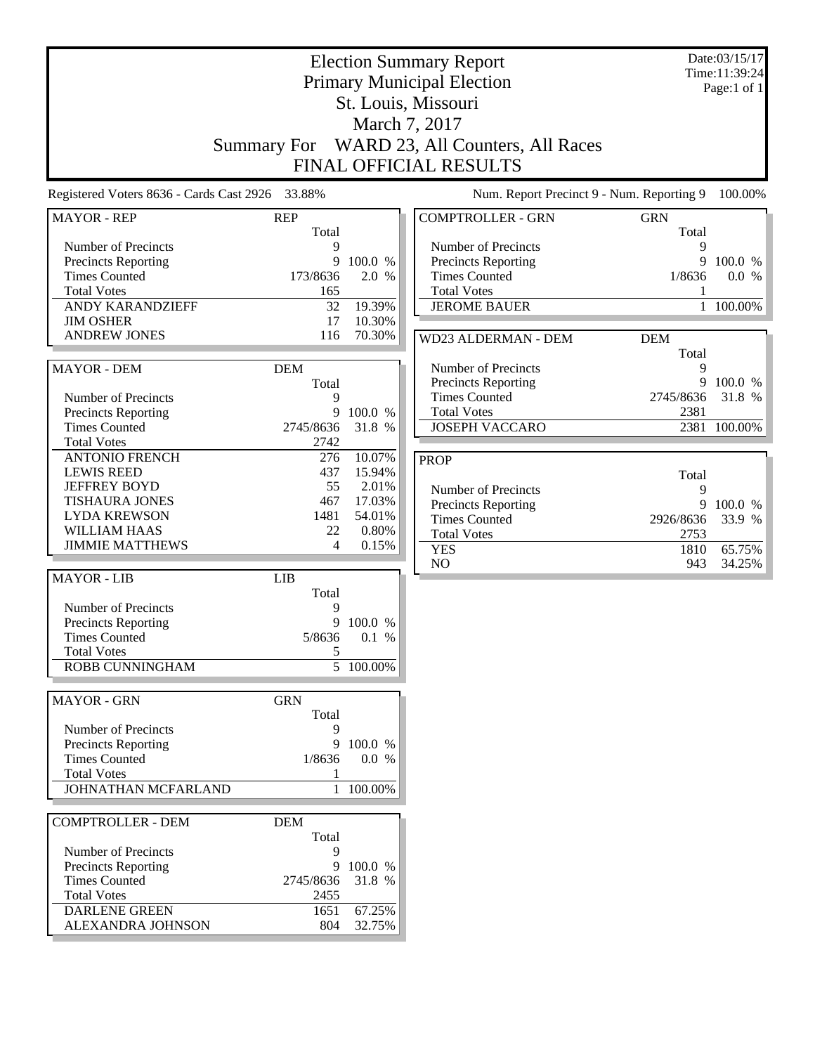# Election Summary Report

## Primary Municipal Election

## St. Louis, Missouri

## March 7, 2017

## Summary For WARD 23, All Counters, All Races

## FINAL OFFICIAL RESULTS

Date:03/15/17
Time:11:39:24
Page:1 of 1

Registered Voters 8636 - Cards Cast 2926 33.88%

Num. Report Precinct 9 - Num. Reporting 9 100.00%

| MAYOR - REP | REP Total | |
|---|---|---|
| Number of Precincts | 9 | |
| Precincts Reporting | 9 | 100.0 % |
| Times Counted | 173/8636 | 2.0 % |
| Total Votes | 165 | |
| ANDY KARANDZIEFF | 32 | 19.39% |
| JIM OSHER | 17 | 10.30% |
| ANDREW JONES | 116 | 70.30% |

| MAYOR - DEM | DEM Total | |
|---|---|---|
| Number of Precincts | 9 | |
| Precincts Reporting | 9 | 100.0 % |
| Times Counted | 2745/8636 | 31.8 % |
| Total Votes | 2742 | |
| ANTONIO FRENCH | 276 | 10.07% |
| LEWIS REED | 437 | 15.94% |
| JEFFREY BOYD | 55 | 2.01% |
| TISHAURA JONES | 467 | 17.03% |
| LYDA KREWSON | 1481 | 54.01% |
| WILLIAM HAAS | 22 | 0.80% |
| JIMMIE MATTHEWS | 4 | 0.15% |

| MAYOR - LIB | LIB Total | |
|---|---|---|
| Number of Precincts | 9 | |
| Precincts Reporting | 9 | 100.0 % |
| Times Counted | 5/8636 | 0.1 % |
| Total Votes | 5 | |
| ROBB CUNNINGHAM | 5 | 100.00% |

| MAYOR - GRN | GRN Total | |
|---|---|---|
| Number of Precincts | 9 | |
| Precincts Reporting | 9 | 100.0 % |
| Times Counted | 1/8636 | 0.0 % |
| Total Votes | 1 | |
| JOHNATHAN MCFARLAND | 1 | 100.00% |

| COMPTROLLER - DEM | DEM Total | |
|---|---|---|
| Number of Precincts | 9 | |
| Precincts Reporting | 9 | 100.0 % |
| Times Counted | 2745/8636 | 31.8 % |
| Total Votes | 2455 | |
| DARLENE GREEN | 1651 | 67.25% |
| ALEXANDRA JOHNSON | 804 | 32.75% |

| COMPTROLLER - GRN | GRN Total | |
|---|---|---|
| Number of Precincts | 9 | |
| Precincts Reporting | 9 | 100.0 % |
| Times Counted | 1/8636 | 0.0 % |
| Total Votes | 1 | |
| JEROME BAUER | 1 | 100.00% |

| WD23 ALDERMAN - DEM | DEM Total | |
|---|---|---|
| Number of Precincts | 9 | |
| Precincts Reporting | 9 | 100.0 % |
| Times Counted | 2745/8636 | 31.8 % |
| Total Votes | 2381 | |
| JOSEPH VACCARO | 2381 | 100.00% |

| PROP | Total | |
|---|---|---|
| Number of Precincts | 9 | |
| Precincts Reporting | 9 | 100.0 % |
| Times Counted | 2926/8636 | 33.9 % |
| Total Votes | 2753 | |
| YES | 1810 | 65.75% |
| NO | 943 | 34.25% |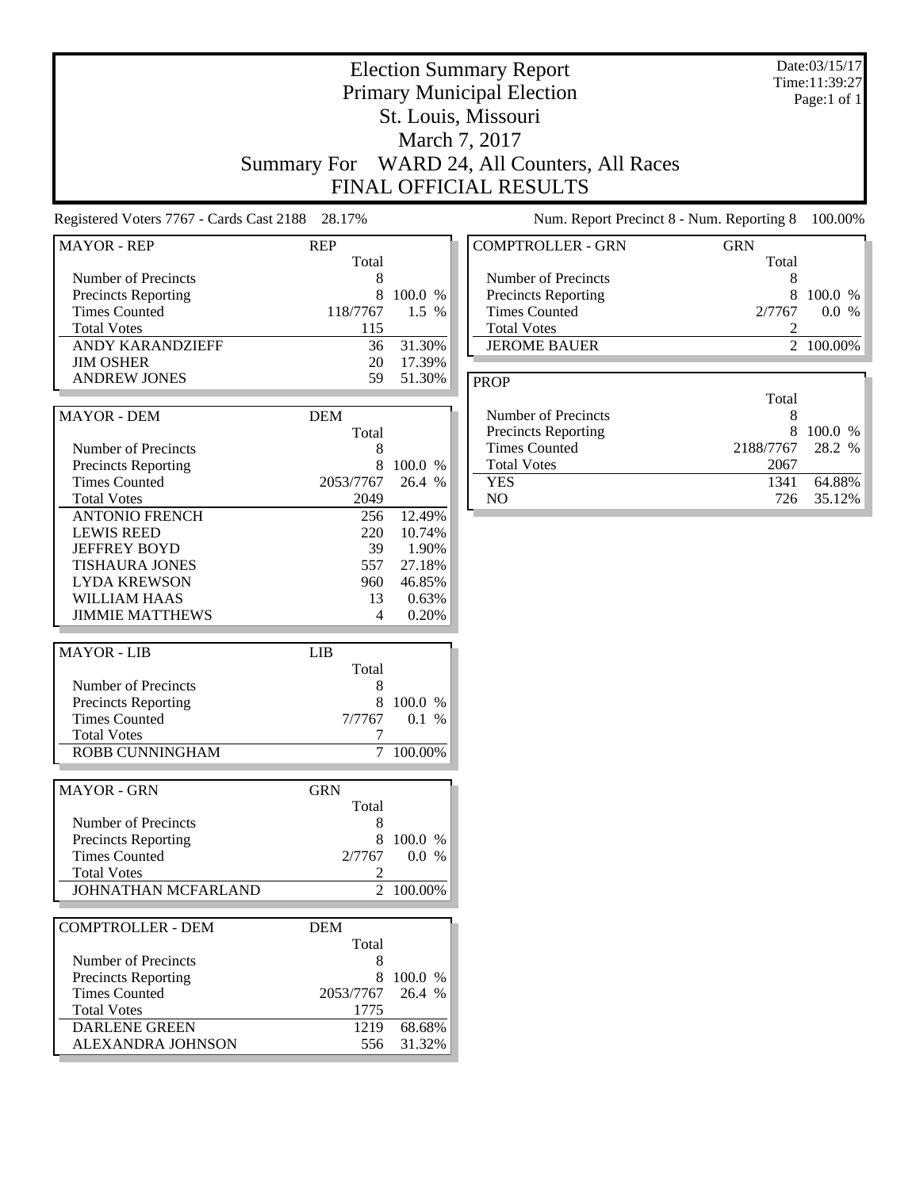# Election Summary Report
## Primary Municipal Election
## St. Louis, Missouri
## March 7, 2017
## Summary For WARD 24, All Counters, All Races
## FINAL OFFICIAL RESULTS

Date:03/15/17
Time:11:39:27
Page:1 of 1

Registered Voters 7767 - Cards Cast 2188 28.17%

Num. Report Precinct 8 - Num. Reporting 8 100.00%

| MAYOR - REP | REP Total | |
|---|---|---|
| Number of Precincts | 8 | |
| Precincts Reporting | 8 | 100.0 % |
| Times Counted | 118/7767 | 1.5 % |
| Total Votes | 115 | |
| ANDY KARANDZIEFF | 36 | 31.30% |
| JIM OSHER | 20 | 17.39% |
| ANDREW JONES | 59 | 51.30% |

| MAYOR - DEM | DEM Total | |
|---|---|---|
| Number of Precincts | 8 | |
| Precincts Reporting | 8 | 100.0 % |
| Times Counted | 2053/7767 | 26.4 % |
| Total Votes | 2049 | |
| ANTONIO FRENCH | 256 | 12.49% |
| LEWIS REED | 220 | 10.74% |
| JEFFREY BOYD | 39 | 1.90% |
| TISHAURA JONES | 557 | 27.18% |
| LYDA KREWSON | 960 | 46.85% |
| WILLIAM HAAS | 13 | 0.63% |
| JIMMIE MATTHEWS | 4 | 0.20% |

| MAYOR - LIB | LIB Total | |
|---|---|---|
| Number of Precincts | 8 | |
| Precincts Reporting | 8 | 100.0 % |
| Times Counted | 7/7767 | 0.1 % |
| Total Votes | 7 | |
| ROBB CUNNINGHAM | 7 | 100.00% |

| MAYOR - GRN | GRN Total | |
|---|---|---|
| Number of Precincts | 8 | |
| Precincts Reporting | 8 | 100.0 % |
| Times Counted | 2/7767 | 0.0 % |
| Total Votes | 2 | |
| JOHNATHAN MCFARLAND | 2 | 100.00% |

| COMPTROLLER - DEM | DEM Total | |
|---|---|---|
| Number of Precincts | 8 | |
| Precincts Reporting | 8 | 100.0 % |
| Times Counted | 2053/7767 | 26.4 % |
| Total Votes | 1775 | |
| DARLENE GREEN | 1219 | 68.68% |
| ALEXANDRA JOHNSON | 556 | 31.32% |

| COMPTROLLER - GRN | GRN Total | |
|---|---|---|
| Number of Precincts | 8 | |
| Precincts Reporting | 8 | 100.0 % |
| Times Counted | 2/7767 | 0.0 % |
| Total Votes | 2 | |
| JEROME BAUER | 2 | 100.00% |

| PROP | Total | |
|---|---|---|
| Number of Precincts | 8 | |
| Precincts Reporting | 8 | 100.0 % |
| Times Counted | 2188/7767 | 28.2 % |
| Total Votes | 2067 | |
| YES | 1341 | 64.88% |
| NO | 726 | 35.12% |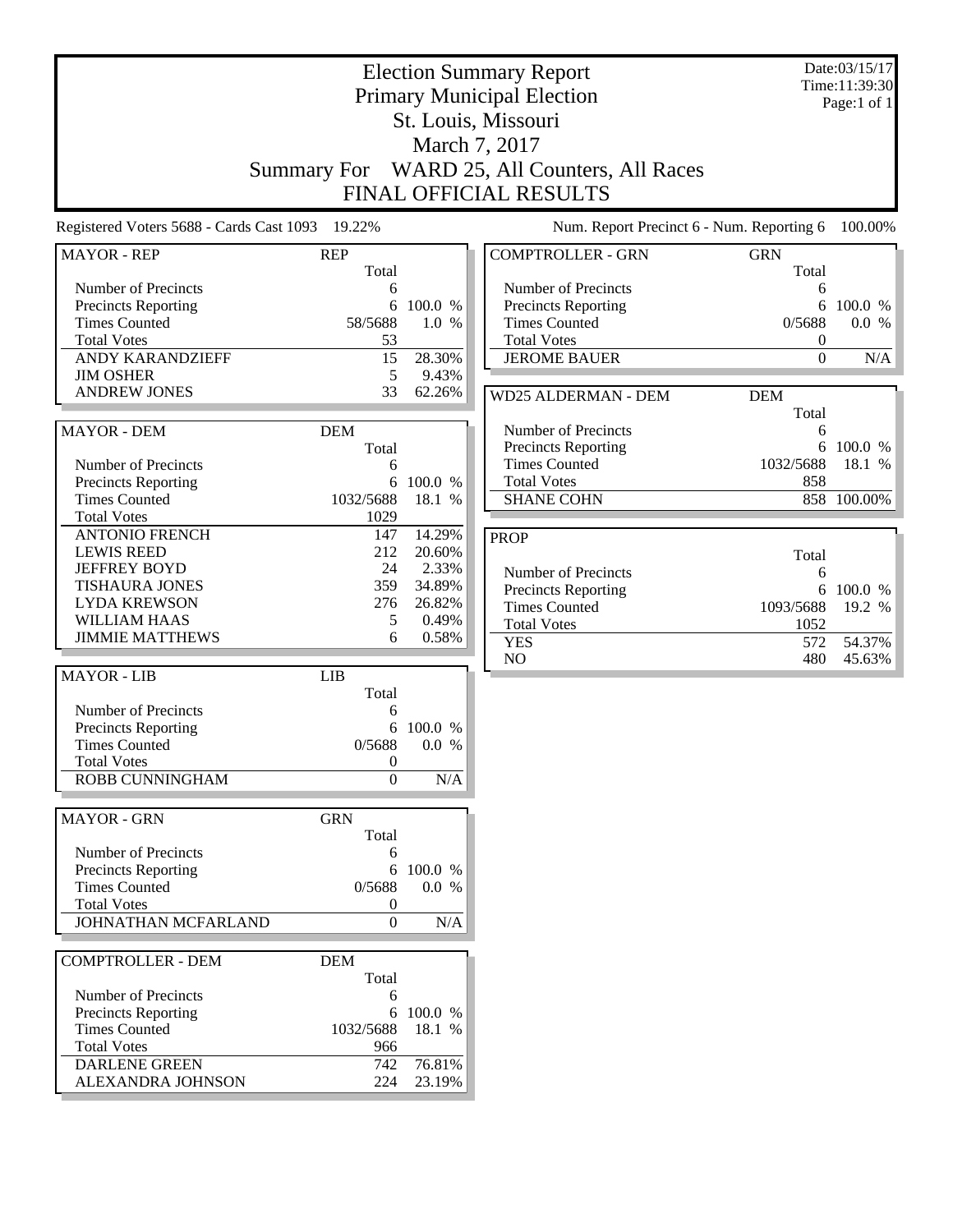# Election Summary Report

## Primary Municipal Election

## St. Louis, Missouri

## March 7, 2017

## Summary For WARD 25, All Counters, All Races

## FINAL OFFICIAL RESULTS

Date:03/15/17
Time:11:39:30
Page:1 of 1

Registered Voters 5688 - Cards Cast 1093 19.22%

Num. Report Precinct 6 - Num. Reporting 6 100.00%

| MAYOR - REP | REP Total | |
|---|---|---|
| Number of Precincts | 6 | |
| Precincts Reporting | 6 | 100.0 % |
| Times Counted | 58/5688 | 1.0 % |
| Total Votes | 53 | |
| ANDY KARANDZIEFF | 15 | 28.30% |
| JIM OSHER | 5 | 9.43% |
| ANDREW JONES | 33 | 62.26% |

| MAYOR - DEM | DEM Total | |
|---|---|---|
| Number of Precincts | 6 | |
| Precincts Reporting | 6 | 100.0 % |
| Times Counted | 1032/5688 | 18.1 % |
| Total Votes | 1029 | |
| ANTONIO FRENCH | 147 | 14.29% |
| LEWIS REED | 212 | 20.60% |
| JEFFREY BOYD | 24 | 2.33% |
| TISHAURA JONES | 359 | 34.89% |
| LYDA KREWSON | 276 | 26.82% |
| WILLIAM HAAS | 5 | 0.49% |
| JIMMIE MATTHEWS | 6 | 0.58% |

| MAYOR - LIB | LIB Total | |
|---|---|---|
| Number of Precincts | 6 | |
| Precincts Reporting | 6 | 100.0 % |
| Times Counted | 0/5688 | 0.0 % |
| Total Votes | 0 | |
| ROBB CUNNINGHAM | 0 | N/A |

| MAYOR - GRN | GRN Total | |
|---|---|---|
| Number of Precincts | 6 | |
| Precincts Reporting | 6 | 100.0 % |
| Times Counted | 0/5688 | 0.0 % |
| Total Votes | 0 | |
| JOHNATHAN MCFARLAND | 0 | N/A |

| COMPTROLLER - DEM | DEM Total | |
|---|---|---|
| Number of Precincts | 6 | |
| Precincts Reporting | 6 | 100.0 % |
| Times Counted | 1032/5688 | 18.1 % |
| Total Votes | 966 | |
| DARLENE GREEN | 742 | 76.81% |
| ALEXANDRA JOHNSON | 224 | 23.19% |

| COMPTROLLER - GRN | GRN Total | |
|---|---|---|
| Number of Precincts | 6 | |
| Precincts Reporting | 6 | 100.0 % |
| Times Counted | 0/5688 | 0.0 % |
| Total Votes | 0 | |
| JEROME BAUER | 0 | N/A |

| WD25 ALDERMAN - DEM | DEM Total | |
|---|---|---|
| Number of Precincts | 6 | |
| Precincts Reporting | 6 | 100.0 % |
| Times Counted | 1032/5688 | 18.1 % |
| Total Votes | 858 | |
| SHANE COHN | 858 | 100.00% |

| PROP | Total | |
|---|---|---|
| Number of Precincts | 6 | |
| Precincts Reporting | 6 | 100.0 % |
| Times Counted | 1093/5688 | 19.2 % |
| Total Votes | 1052 | |
| YES | 572 | 54.37% |
| NO | 480 | 45.63% |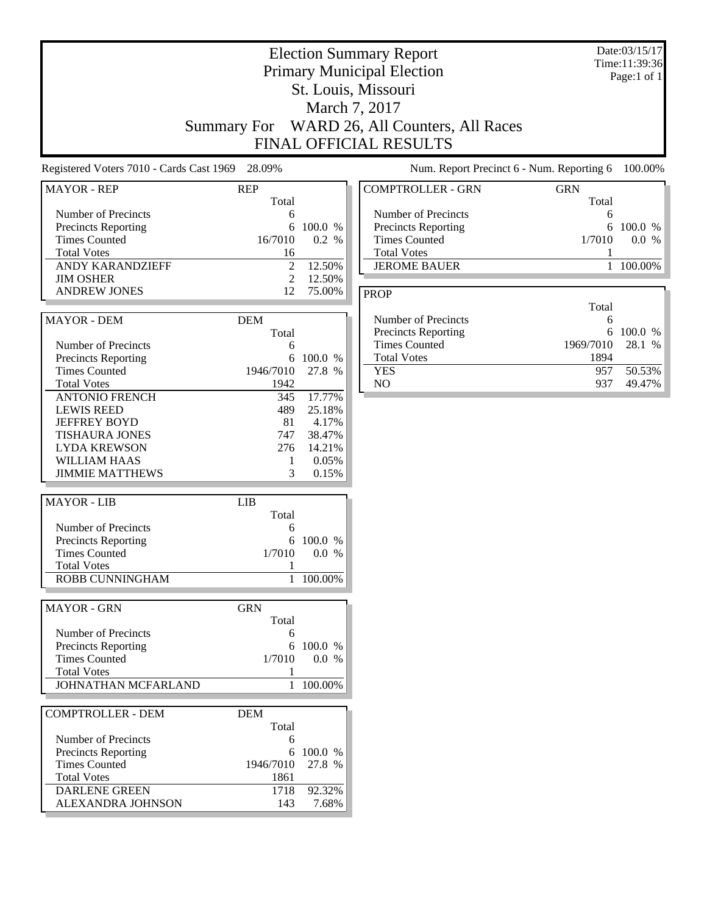# Election Summary Report

## Primary Municipal Election

## St. Louis, Missouri

## March 7, 2017

## Summary For WARD 26, All Counters, All Races

## FINAL OFFICIAL RESULTS

Date:03/15/17
Time:11:39:36
Page:1 of 1

Registered Voters 7010 - Cards Cast 1969 28.09%

Num. Report Precinct 6 - Num. Reporting 6 100.00%

| MAYOR - REP | REP Total | |
|---|---|---|
| Number of Precincts | 6 | |
| Precincts Reporting | 6 | 100.0 % |
| Times Counted | 16/7010 | 0.2 % |
| Total Votes | 16 | |
| ANDY KARANDZIEFF | 2 | 12.50% |
| JIM OSHER | 2 | 12.50% |
| ANDREW JONES | 12 | 75.00% |

| MAYOR - DEM | DEM Total | |
|---|---|---|
| Number of Precincts | 6 | |
| Precincts Reporting | 6 | 100.0 % |
| Times Counted | 1946/7010 | 27.8 % |
| Total Votes | 1942 | |
| ANTONIO FRENCH | 345 | 17.77% |
| LEWIS REED | 489 | 25.18% |
| JEFFREY BOYD | 81 | 4.17% |
| TISHAURA JONES | 747 | 38.47% |
| LYDA KREWSON | 276 | 14.21% |
| WILLIAM HAAS | 1 | 0.05% |
| JIMMIE MATTHEWS | 3 | 0.15% |

| MAYOR - LIB | LIB Total | |
|---|---|---|
| Number of Precincts | 6 | |
| Precincts Reporting | 6 | 100.0 % |
| Times Counted | 1/7010 | 0.0 % |
| Total Votes | 1 | |
| ROBB CUNNINGHAM | 1 | 100.00% |

| MAYOR - GRN | GRN Total | |
|---|---|---|
| Number of Precincts | 6 | |
| Precincts Reporting | 6 | 100.0 % |
| Times Counted | 1/7010 | 0.0 % |
| Total Votes | 1 | |
| JOHNATHAN MCFARLAND | 1 | 100.00% |

| COMPTROLLER - DEM | DEM Total | |
|---|---|---|
| Number of Precincts | 6 | |
| Precincts Reporting | 6 | 100.0 % |
| Times Counted | 1946/7010 | 27.8 % |
| Total Votes | 1861 | |
| DARLENE GREEN | 1718 | 92.32% |
| ALEXANDRA JOHNSON | 143 | 7.68% |

| COMPTROLLER - GRN | GRN Total | |
|---|---|---|
| Number of Precincts | 6 | |
| Precincts Reporting | 6 | 100.0 % |
| Times Counted | 1/7010 | 0.0 % |
| Total Votes | 1 | |
| JEROME BAUER | 1 | 100.00% |

| PROP | Total | |
|---|---|---|
| Number of Precincts | 6 | |
| Precincts Reporting | 6 | 100.0 % |
| Times Counted | 1969/7010 | 28.1 % |
| Total Votes | 1894 | |
| YES | 957 | 50.53% |
| NO | 937 | 49.47% |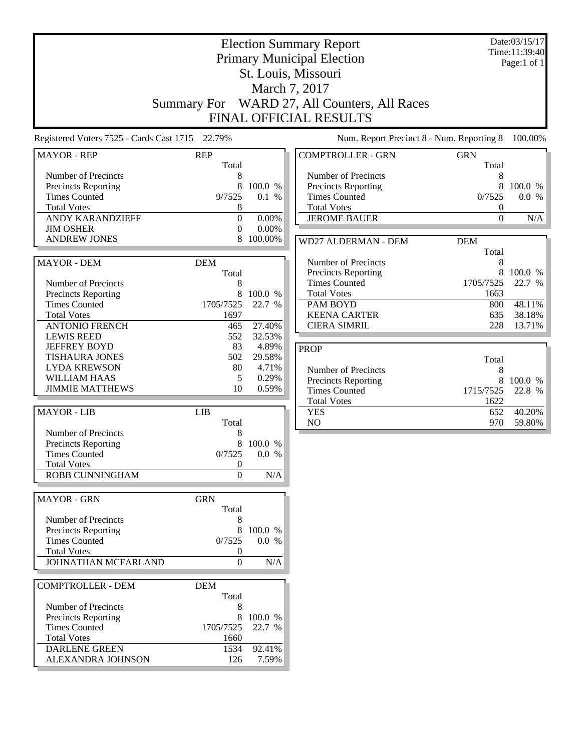# Election Summary Report
## Primary Municipal Election
## St. Louis, Missouri
## March 7, 2017
## Summary For WARD 27, All Counters, All Races
## FINAL OFFICIAL RESULTS

Date:03/15/17
Time:11:39:40
Page:1 of 1

Registered Voters 7525 - Cards Cast 1715 22.79%

Num. Report Precinct 8 - Num. Reporting 8 100.00%

| MAYOR - REP | REP | |
|---|---|---|
| | Total | |
| Number of Precincts | 8 | |
| Precincts Reporting | 8 | 100.0 % |
| Times Counted | 9/7525 | 0.1 % |
| Total Votes | 8 | |
| ANDY KARANDZIEFF | 0 | 0.00% |
| JIM OSHER | 0 | 0.00% |
| ANDREW JONES | 8 | 100.00% |

| MAYOR - DEM | DEM | |
|---|---|---|
| | Total | |
| Number of Precincts | 8 | |
| Precincts Reporting | 8 | 100.0 % |
| Times Counted | 1705/7525 | 22.7 % |
| Total Votes | 1697 | |
| ANTONIO FRENCH | 465 | 27.40% |
| LEWIS REED | 552 | 32.53% |
| JEFFREY BOYD | 83 | 4.89% |
| TISHAURA JONES | 502 | 29.58% |
| LYDA KREWSON | 80 | 4.71% |
| WILLIAM HAAS | 5 | 0.29% |
| JIMMIE MATTHEWS | 10 | 0.59% |

| MAYOR - LIB | LIB | |
|---|---|---|
| | Total | |
| Number of Precincts | 8 | |
| Precincts Reporting | 8 | 100.0 % |
| Times Counted | 0/7525 | 0.0 % |
| Total Votes | 0 | |
| ROBB CUNNINGHAM | 0 | N/A |

| MAYOR - GRN | GRN | |
|---|---|---|
| | Total | |
| Number of Precincts | 8 | |
| Precincts Reporting | 8 | 100.0 % |
| Times Counted | 0/7525 | 0.0 % |
| Total Votes | 0 | |
| JOHNATHAN MCFARLAND | 0 | N/A |

| COMPTROLLER - DEM | DEM | |
|---|---|---|
| | Total | |
| Number of Precincts | 8 | |
| Precincts Reporting | 8 | 100.0 % |
| Times Counted | 1705/7525 | 22.7 % |
| Total Votes | 1660 | |
| DARLENE GREEN | 1534 | 92.41% |
| ALEXANDRA JOHNSON | 126 | 7.59% |

| COMPTROLLER - GRN | GRN | |
|---|---|---|
| | Total | |
| Number of Precincts | 8 | |
| Precincts Reporting | 8 | 100.0 % |
| Times Counted | 0/7525 | 0.0 % |
| Total Votes | 0 | |
| JEROME BAUER | 0 | N/A |

| WD27 ALDERMAN - DEM | DEM | |
|---|---|---|
| | Total | |
| Number of Precincts | 8 | |
| Precincts Reporting | 8 | 100.0 % |
| Times Counted | 1705/7525 | 22.7 % |
| Total Votes | 1663 | |
| PAM BOYD | 800 | 48.11% |
| KEENA CARTER | 635 | 38.18% |
| CIERA SIMRIL | 228 | 13.71% |

| PROP | | |
|---|---|---|
| | Total | |
| Number of Precincts | 8 | |
| Precincts Reporting | 8 | 100.0 % |
| Times Counted | 1715/7525 | 22.8 % |
| Total Votes | 1622 | |
| YES | 652 | 40.20% |
| NO | 970 | 59.80% |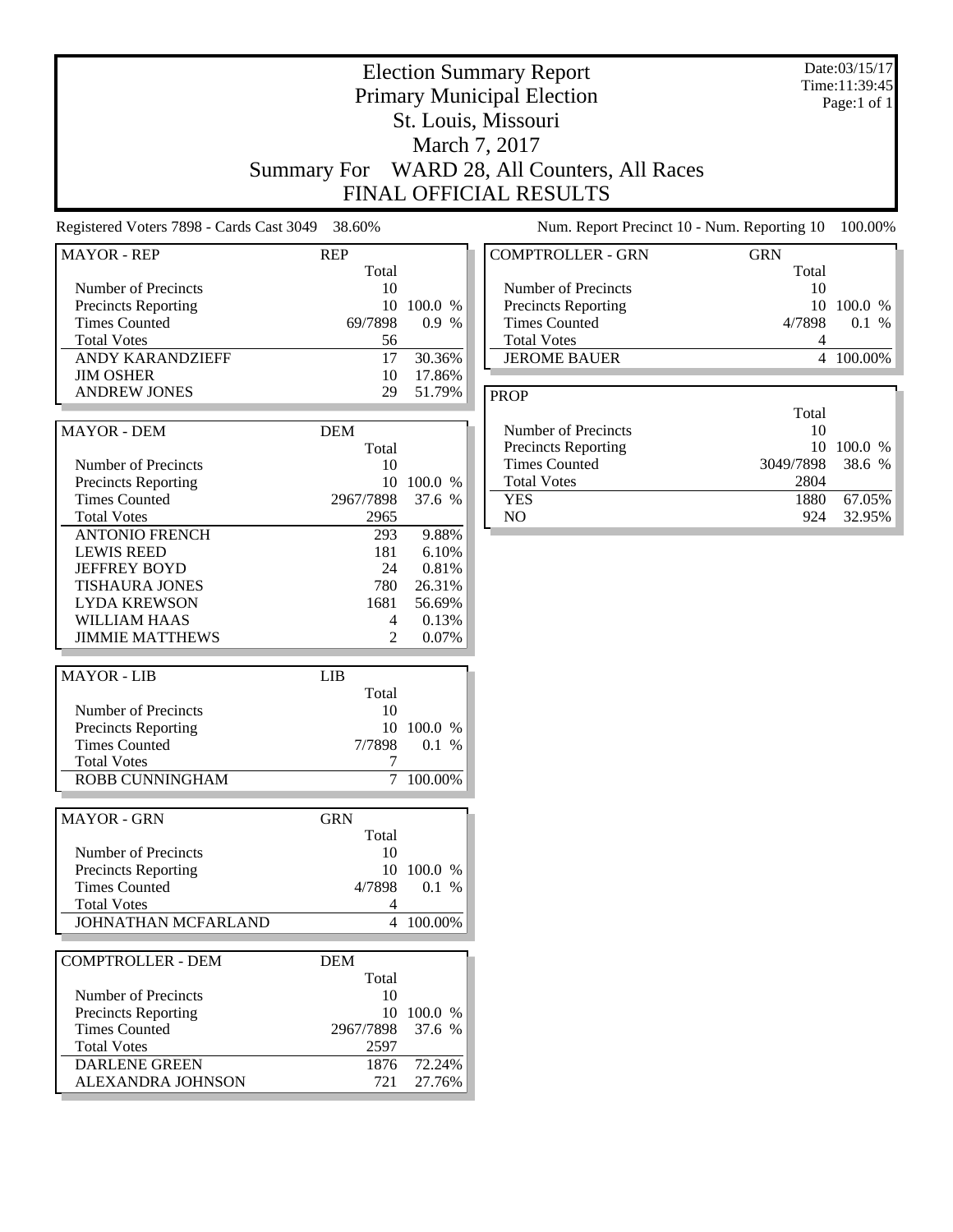# Election Summary Report
## Primary Municipal Election
## St. Louis, Missouri
## March 7, 2017
## Summary For WARD 28, All Counters, All Races
## FINAL OFFICIAL RESULTS

Date:03/15/17
Time:11:39:45
Page:1 of 1

Registered Voters 7898 - Cards Cast 3049 38.60%

Num. Report Precinct 10 - Num. Reporting 10 100.00%

| MAYOR - REP | REP | |
|---|---|---|
| | Total | |
| Number of Precincts | 10 | |
| Precincts Reporting | 10 | 100.0 % |
| Times Counted | 69/7898 | 0.9 % |
| Total Votes | 56 | |
| ANDY KARANDZIEFF | 17 | 30.36% |
| JIM OSHER | 10 | 17.86% |
| ANDREW JONES | 29 | 51.79% |

| MAYOR - DEM | DEM | |
|---|---|---|
| | Total | |
| Number of Precincts | 10 | |
| Precincts Reporting | 10 | 100.0 % |
| Times Counted | 2967/7898 | 37.6 % |
| Total Votes | 2965 | |
| ANTONIO FRENCH | 293 | 9.88% |
| LEWIS REED | 181 | 6.10% |
| JEFFREY BOYD | 24 | 0.81% |
| TISHAURA JONES | 780 | 26.31% |
| LYDA KREWSON | 1681 | 56.69% |
| WILLIAM HAAS | 4 | 0.13% |
| JIMMIE MATTHEWS | 2 | 0.07% |

| MAYOR - LIB | LIB | |
|---|---|---|
| | Total | |
| Number of Precincts | 10 | |
| Precincts Reporting | 10 | 100.0 % |
| Times Counted | 7/7898 | 0.1 % |
| Total Votes | 7 | |
| ROBB CUNNINGHAM | 7 | 100.00% |

| MAYOR - GRN | GRN | |
|---|---|---|
| | Total | |
| Number of Precincts | 10 | |
| Precincts Reporting | 10 | 100.0 % |
| Times Counted | 4/7898 | 0.1 % |
| Total Votes | 4 | |
| JOHNATHAN MCFARLAND | 4 | 100.00% |

| COMPTROLLER - DEM | DEM | |
|---|---|---|
| | Total | |
| Number of Precincts | 10 | |
| Precincts Reporting | 10 | 100.0 % |
| Times Counted | 2967/7898 | 37.6 % |
| Total Votes | 2597 | |
| DARLENE GREEN | 1876 | 72.24% |
| ALEXANDRA JOHNSON | 721 | 27.76% |

| COMPTROLLER - GRN | GRN | |
|---|---|---|
| | Total | |
| Number of Precincts | 10 | |
| Precincts Reporting | 10 | 100.0 % |
| Times Counted | 4/7898 | 0.1 % |
| Total Votes | 4 | |
| JEROME BAUER | 4 | 100.00% |

| PROP | | |
|---|---|---|
| | Total | |
| Number of Precincts | 10 | |
| Precincts Reporting | 10 | 100.0 % |
| Times Counted | 3049/7898 | 38.6 % |
| Total Votes | 2804 | |
| YES | 1880 | 67.05% |
| NO | 924 | 32.95% |